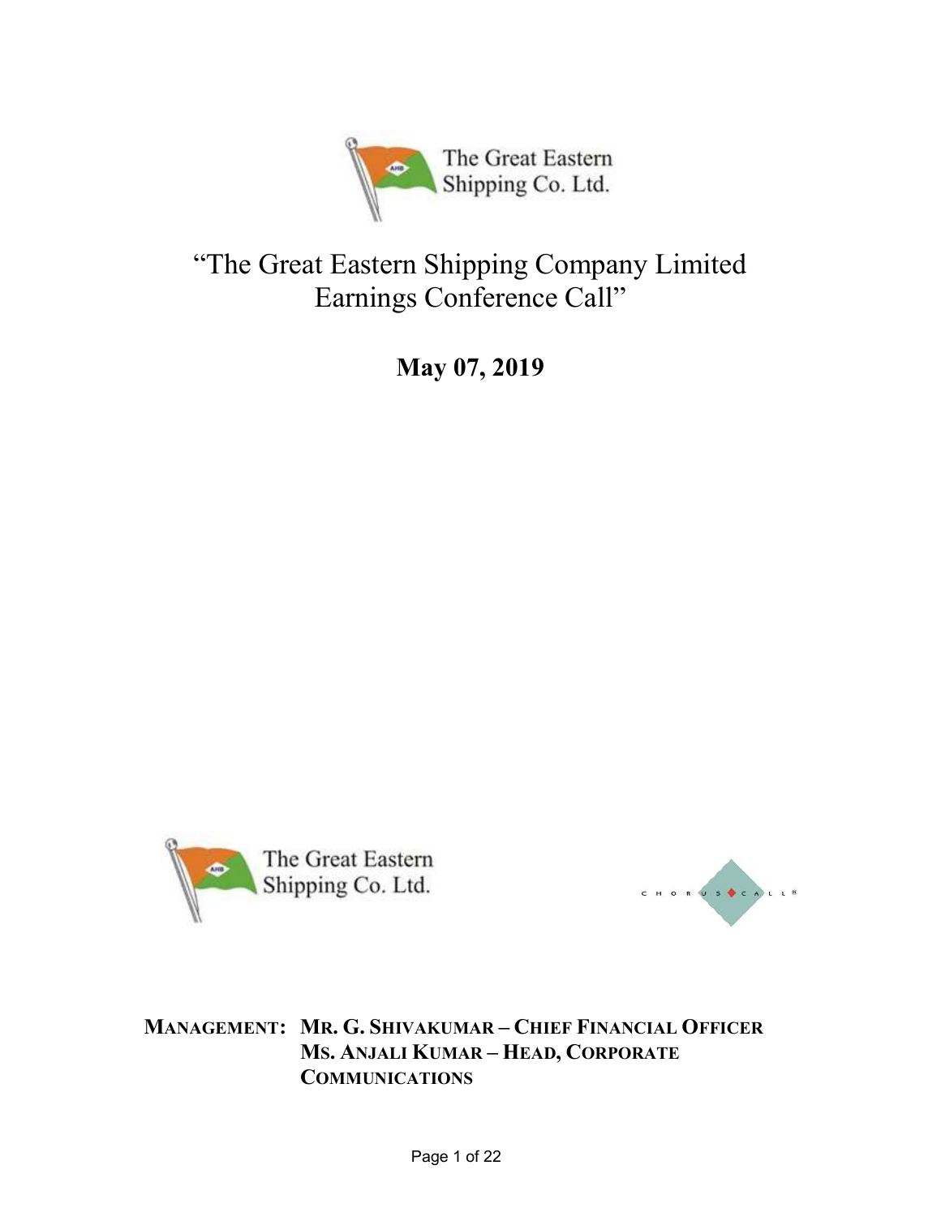The Great Eastern Shipping Co. Ltd.

# "The Great Eastern Shipping Company Limited Earnings Conference Call"

**May 07, 2019**

The Great Eastern Shipping Co. Ltd.

CHORUS CALL

**MANAGEMENT: MR. G. SHIVAKUMAR – CHIEF FINANCIAL OFFICER**
**MS. ANJALI KUMAR – HEAD, CORPORATE COMMUNICATIONS**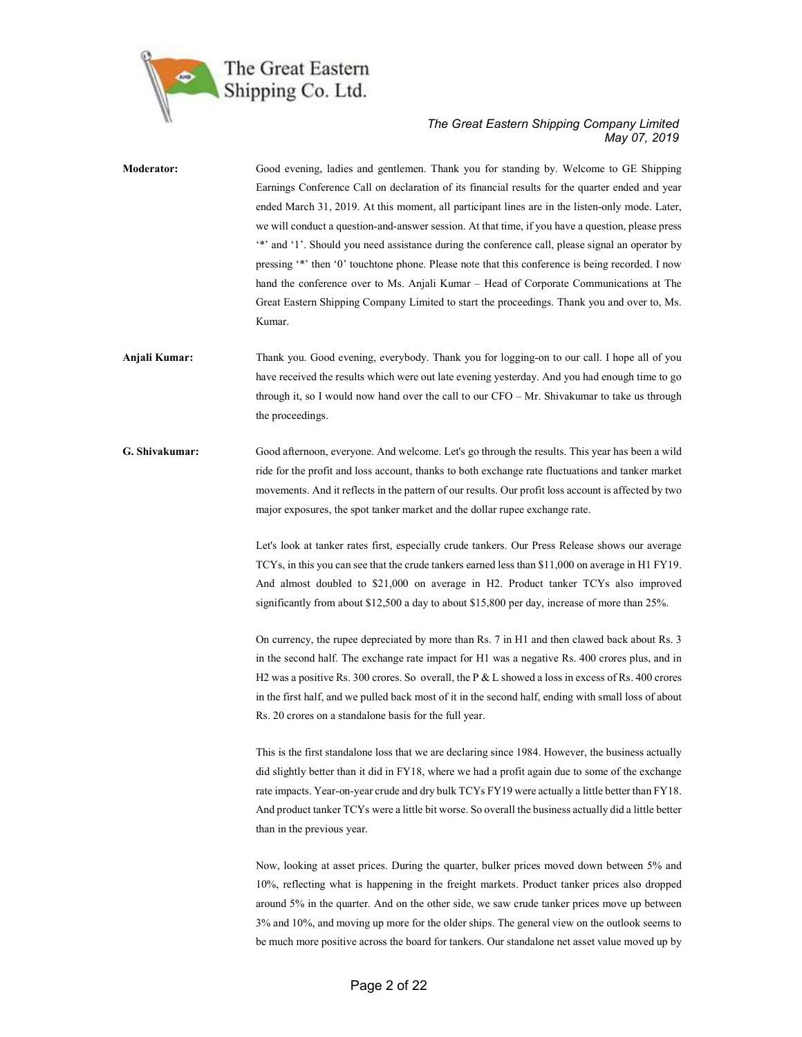**Moderator:** Good evening, ladies and gentlemen. Thank you for standing by. Welcome to GE Shipping Earnings Conference Call on declaration of its financial results for the quarter ended and year ended March 31, 2019. At this moment, all participant lines are in the listen-only mode. Later, we will conduct a question-and-answer session. At that time, if you have a question, please press '*' and '1'. Should you need assistance during the conference call, please signal an operator by pressing '*' then '0' touchtone phone. Please note that this conference is being recorded. I now hand the conference over to Ms. Anjali Kumar – Head of Corporate Communications at The Great Eastern Shipping Company Limited to start the proceedings. Thank you and over to, Ms. Kumar.

**Anjali Kumar:** Thank you. Good evening, everybody. Thank you for logging-on to our call. I hope all of you have received the results which were out late evening yesterday. And you had enough time to go through it, so I would now hand over the call to our CFO – Mr. Shivakumar to take us through the proceedings.

**G. Shivakumar:** Good afternoon, everyone. And welcome. Let's go through the results. This year has been a wild ride for the profit and loss account, thanks to both exchange rate fluctuations and tanker market movements. And it reflects in the pattern of our results. Our profit loss account is affected by two major exposures, the spot tanker market and the dollar rupee exchange rate.

Let's look at tanker rates first, especially crude tankers. Our Press Release shows our average TCYs, in this you can see that the crude tankers earned less than $11,000 on average in H1 FY19. And almost doubled to $21,000 on average in H2. Product tanker TCYs also improved significantly from about $12,500 a day to about $15,800 per day, increase of more than 25%.

On currency, the rupee depreciated by more than Rs. 7 in H1 and then clawed back about Rs. 3 in the second half. The exchange rate impact for H1 was a negative Rs. 400 crores plus, and in H2 was a positive Rs. 300 crores. So overall, the P & L showed a loss in excess of Rs. 400 crores in the first half, and we pulled back most of it in the second half, ending with small loss of about Rs. 20 crores on a standalone basis for the full year.

This is the first standalone loss that we are declaring since 1984. However, the business actually did slightly better than it did in FY18, where we had a profit again due to some of the exchange rate impacts. Year-on-year crude and dry bulk TCYs FY19 were actually a little better than FY18. And product tanker TCYs were a little bit worse. So overall the business actually did a little better than in the previous year.

Now, looking at asset prices. During the quarter, bulker prices moved down between 5% and 10%, reflecting what is happening in the freight markets. Product tanker prices also dropped around 5% in the quarter. And on the other side, we saw crude tanker prices move up between 3% and 10%, and moving up more for the older ships. The general view on the outlook seems to be much more positive across the board for tankers. Our standalone net asset value moved up by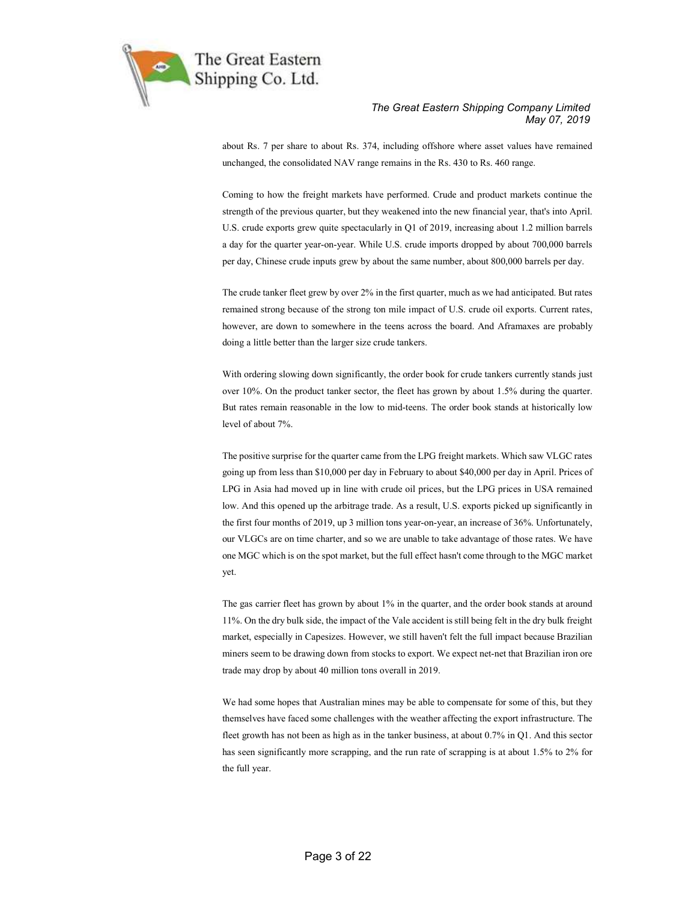about Rs. 7 per share to about Rs. 374, including offshore where asset values have remained unchanged, the consolidated NAV range remains in the Rs. 430 to Rs. 460 range.

Coming to how the freight markets have performed. Crude and product markets continue the strength of the previous quarter, but they weakened into the new financial year, that's into April. U.S. crude exports grew quite spectacularly in Q1 of 2019, increasing about 1.2 million barrels a day for the quarter year-on-year. While U.S. crude imports dropped by about 700,000 barrels per day, Chinese crude inputs grew by about the same number, about 800,000 barrels per day.

The crude tanker fleet grew by over 2% in the first quarter, much as we had anticipated. But rates remained strong because of the strong ton mile impact of U.S. crude oil exports. Current rates, however, are down to somewhere in the teens across the board. And Aframaxes are probably doing a little better than the larger size crude tankers.

With ordering slowing down significantly, the order book for crude tankers currently stands just over 10%. On the product tanker sector, the fleet has grown by about 1.5% during the quarter. But rates remain reasonable in the low to mid-teens. The order book stands at historically low level of about 7%.

The positive surprise for the quarter came from the LPG freight markets. Which saw VLGC rates going up from less than $10,000 per day in February to about $40,000 per day in April. Prices of LPG in Asia had moved up in line with crude oil prices, but the LPG prices in USA remained low. And this opened up the arbitrage trade. As a result, U.S. exports picked up significantly in the first four months of 2019, up 3 million tons year-on-year, an increase of 36%. Unfortunately, our VLGCs are on time charter, and so we are unable to take advantage of those rates. We have one MGC which is on the spot market, but the full effect hasn't come through to the MGC market yet.

The gas carrier fleet has grown by about 1% in the quarter, and the order book stands at around 11%. On the dry bulk side, the impact of the Vale accident is still being felt in the dry bulk freight market, especially in Capesizes. However, we still haven't felt the full impact because Brazilian miners seem to be drawing down from stocks to export. We expect net-net that Brazilian iron ore trade may drop by about 40 million tons overall in 2019.

We had some hopes that Australian mines may be able to compensate for some of this, but they themselves have faced some challenges with the weather affecting the export infrastructure. The fleet growth has not been as high as in the tanker business, at about 0.7% in Q1. And this sector has seen significantly more scrapping, and the run rate of scrapping is at about 1.5% to 2% for the full year.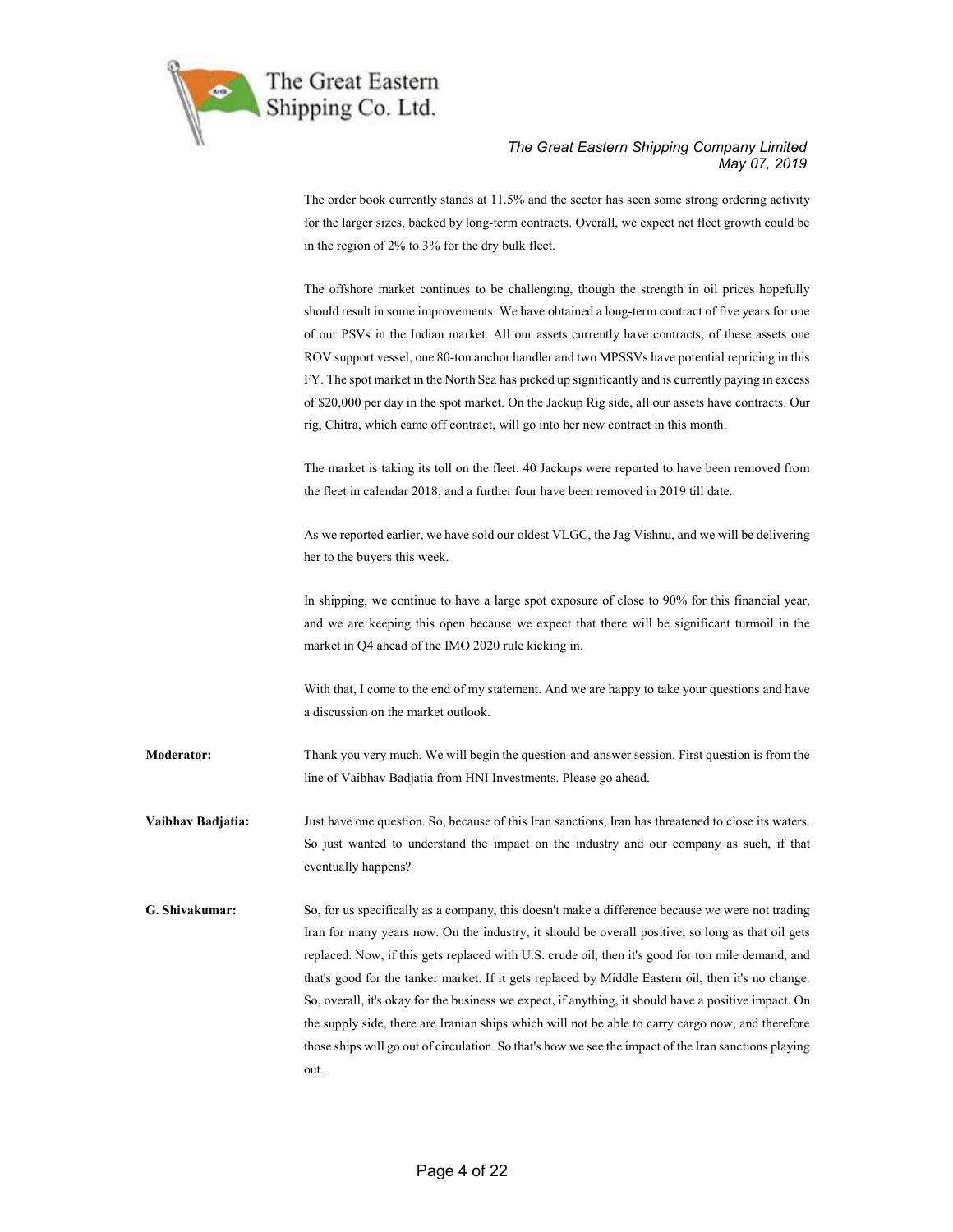The order book currently stands at 11.5% and the sector has seen some strong ordering activity for the larger sizes, backed by long-term contracts. Overall, we expect net fleet growth could be in the region of 2% to 3% for the dry bulk fleet.

The offshore market continues to be challenging, though the strength in oil prices hopefully should result in some improvements. We have obtained a long-term contract of five years for one of our PSVs in the Indian market. All our assets currently have contracts, of these assets one ROV support vessel, one 80-ton anchor handler and two MPSSVs have potential repricing in this FY. The spot market in the North Sea has picked up significantly and is currently paying in excess of $20,000 per day in the spot market. On the Jackup Rig side, all our assets have contracts. Our rig, Chitra, which came off contract, will go into her new contract in this month.

The market is taking its toll on the fleet. 40 Jackups were reported to have been removed from the fleet in calendar 2018, and a further four have been removed in 2019 till date.

As we reported earlier, we have sold our oldest VLGC, the Jag Vishnu, and we will be delivering her to the buyers this week.

In shipping, we continue to have a large spot exposure of close to 90% for this financial year, and we are keeping this open because we expect that there will be significant turmoil in the market in Q4 ahead of the IMO 2020 rule kicking in.

With that, I come to the end of my statement. And we are happy to take your questions and have a discussion on the market outlook.

**Moderator:** Thank you very much. We will begin the question-and-answer session. First question is from the line of Vaibhav Badjatia from HNI Investments. Please go ahead.

**Vaibhav Badjatia:** Just have one question. So, because of this Iran sanctions, Iran has threatened to close its waters. So just wanted to understand the impact on the industry and our company as such, if that eventually happens?

**G. Shivakumar:** So, for us specifically as a company, this doesn't make a difference because we were not trading Iran for many years now. On the industry, it should be overall positive, so long as that oil gets replaced. Now, if this gets replaced with U.S. crude oil, then it's good for ton mile demand, and that's good for the tanker market. If it gets replaced by Middle Eastern oil, then it's no change. So, overall, it's okay for the business we expect, if anything, it should have a positive impact. On the supply side, there are Iranian ships which will not be able to carry cargo now, and therefore those ships will go out of circulation. So that's how we see the impact of the Iran sanctions playing out.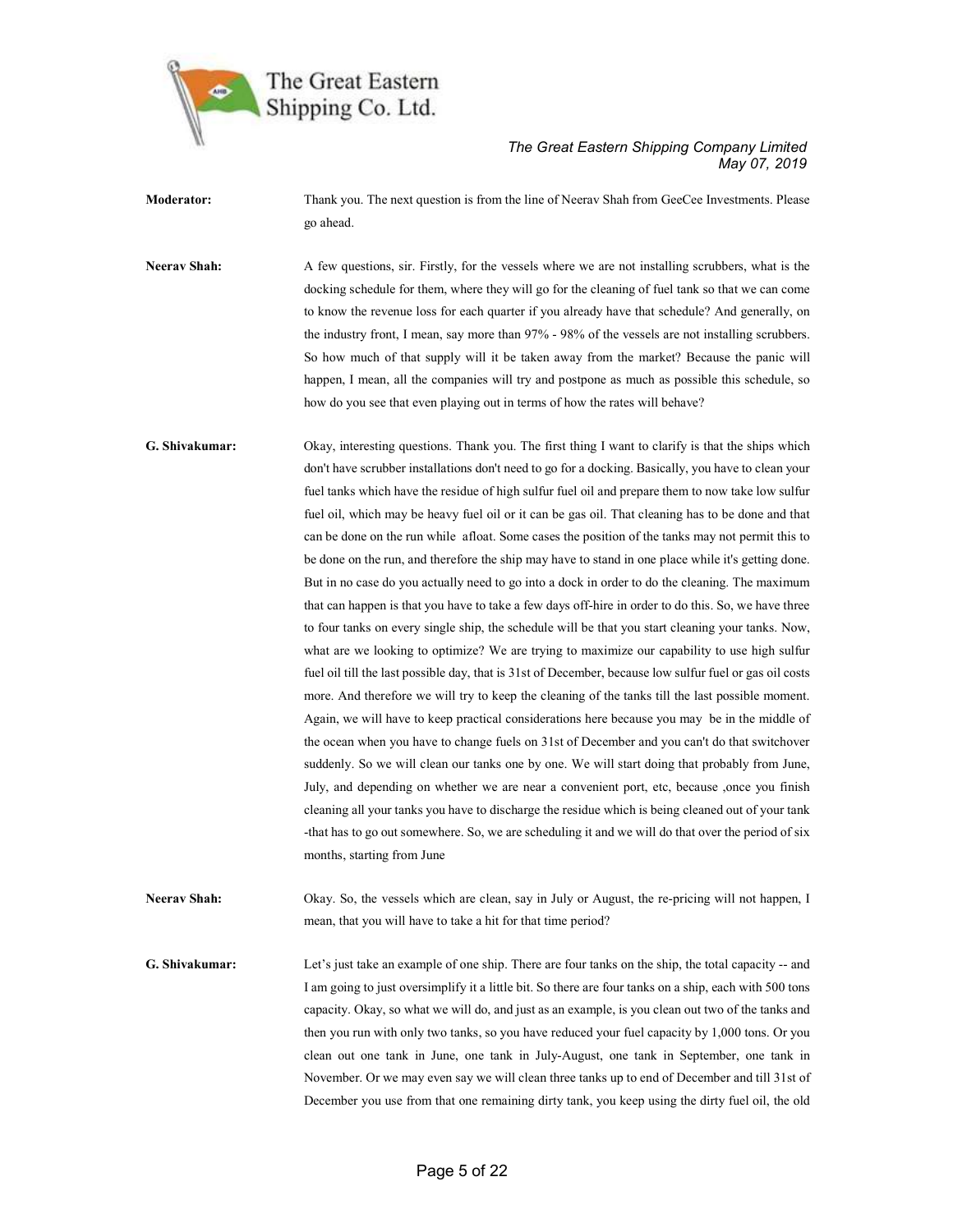**Moderator:** Thank you. The next question is from the line of Neerav Shah from GeeCee Investments. Please go ahead.

**Neerav Shah:** A few questions, sir. Firstly, for the vessels where we are not installing scrubbers, what is the docking schedule for them, where they will go for the cleaning of fuel tank so that we can come to know the revenue loss for each quarter if you already have that schedule? And generally, on the industry front, I mean, say more than 97% - 98% of the vessels are not installing scrubbers. So how much of that supply will it be taken away from the market? Because the panic will happen, I mean, all the companies will try and postpone as much as possible this schedule, so how do you see that even playing out in terms of how the rates will behave?

**G. Shivakumar:** Okay, interesting questions. Thank you. The first thing I want to clarify is that the ships which don't have scrubber installations don't need to go for a docking. Basically, you have to clean your fuel tanks which have the residue of high sulfur fuel oil and prepare them to now take low sulfur fuel oil, which may be heavy fuel oil or it can be gas oil. That cleaning has to be done and that can be done on the run while afloat. Some cases the position of the tanks may not permit this to be done on the run, and therefore the ship may have to stand in one place while it's getting done. But in no case do you actually need to go into a dock in order to do the cleaning. The maximum that can happen is that you have to take a few days off-hire in order to do this. So, we have three to four tanks on every single ship, the schedule will be that you start cleaning your tanks. Now, what are we looking to optimize? We are trying to maximize our capability to use high sulfur fuel oil till the last possible day, that is 31st of December, because low sulfur fuel or gas oil costs more. And therefore we will try to keep the cleaning of the tanks till the last possible moment. Again, we will have to keep practical considerations here because you may be in the middle of the ocean when you have to change fuels on 31st of December and you can't do that switchover suddenly. So we will clean our tanks one by one. We will start doing that probably from June, July, and depending on whether we are near a convenient port, etc, because ,once you finish cleaning all your tanks you have to discharge the residue which is being cleaned out of your tank -that has to go out somewhere. So, we are scheduling it and we will do that over the period of six months, starting from June

**Neerav Shah:** Okay. So, the vessels which are clean, say in July or August, the re-pricing will not happen, I mean, that you will have to take a hit for that time period?

**G. Shivakumar:** Let's just take an example of one ship. There are four tanks on the ship, the total capacity -- and I am going to just oversimplify it a little bit. So there are four tanks on a ship, each with 500 tons capacity. Okay, so what we will do, and just as an example, is you clean out two of the tanks and then you run with only two tanks, so you have reduced your fuel capacity by 1,000 tons. Or you clean out one tank in June, one tank in July-August, one tank in September, one tank in November. Or we may even say we will clean three tanks up to end of December and till 31st of December you use from that one remaining dirty tank, you keep using the dirty fuel oil, the old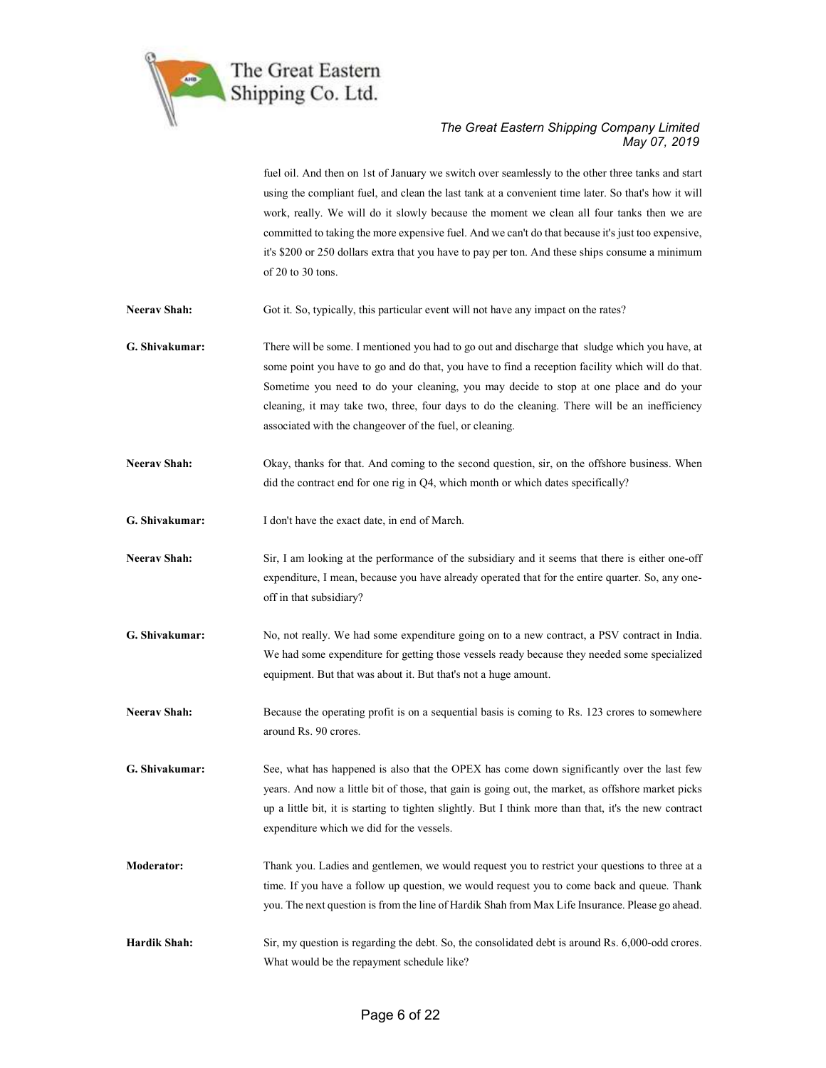fuel oil. And then on 1st of January we switch over seamlessly to the other three tanks and start using the compliant fuel, and clean the last tank at a convenient time later. So that's how it will work, really. We will do it slowly because the moment we clean all four tanks then we are committed to taking the more expensive fuel. And we can't do that because it's just too expensive, it's $200 or 250 dollars extra that you have to pay per ton. And these ships consume a minimum of 20 to 30 tons.

**Neerav Shah:** Got it. So, typically, this particular event will not have any impact on the rates?

**G. Shivakumar:** There will be some. I mentioned you had to go out and discharge that sludge which you have, at some point you have to go and do that, you have to find a reception facility which will do that. Sometime you need to do your cleaning, you may decide to stop at one place and do your cleaning, it may take two, three, four days to do the cleaning. There will be an inefficiency associated with the changeover of the fuel, or cleaning.

**Neerav Shah:** Okay, thanks for that. And coming to the second question, sir, on the offshore business. When did the contract end for one rig in Q4, which month or which dates specifically?

**G. Shivakumar:** I don't have the exact date, in end of March.

**Neerav Shah:** Sir, I am looking at the performance of the subsidiary and it seems that there is either one-off expenditure, I mean, because you have already operated that for the entire quarter. So, any one-off in that subsidiary?

**G. Shivakumar:** No, not really. We had some expenditure going on to a new contract, a PSV contract in India. We had some expenditure for getting those vessels ready because they needed some specialized equipment. But that was about it. But that's not a huge amount.

**Neerav Shah:** Because the operating profit is on a sequential basis is coming to Rs. 123 crores to somewhere around Rs. 90 crores.

**G. Shivakumar:** See, what has happened is also that the OPEX has come down significantly over the last few years. And now a little bit of those, that gain is going out, the market, as offshore market picks up a little bit, it is starting to tighten slightly. But I think more than that, it's the new contract expenditure which we did for the vessels.

**Moderator:** Thank you. Ladies and gentlemen, we would request you to restrict your questions to three at a time. If you have a follow up question, we would request you to come back and queue. Thank you. The next question is from the line of Hardik Shah from Max Life Insurance. Please go ahead.

**Hardik Shah:** Sir, my question is regarding the debt. So, the consolidated debt is around Rs. 6,000-odd crores. What would be the repayment schedule like?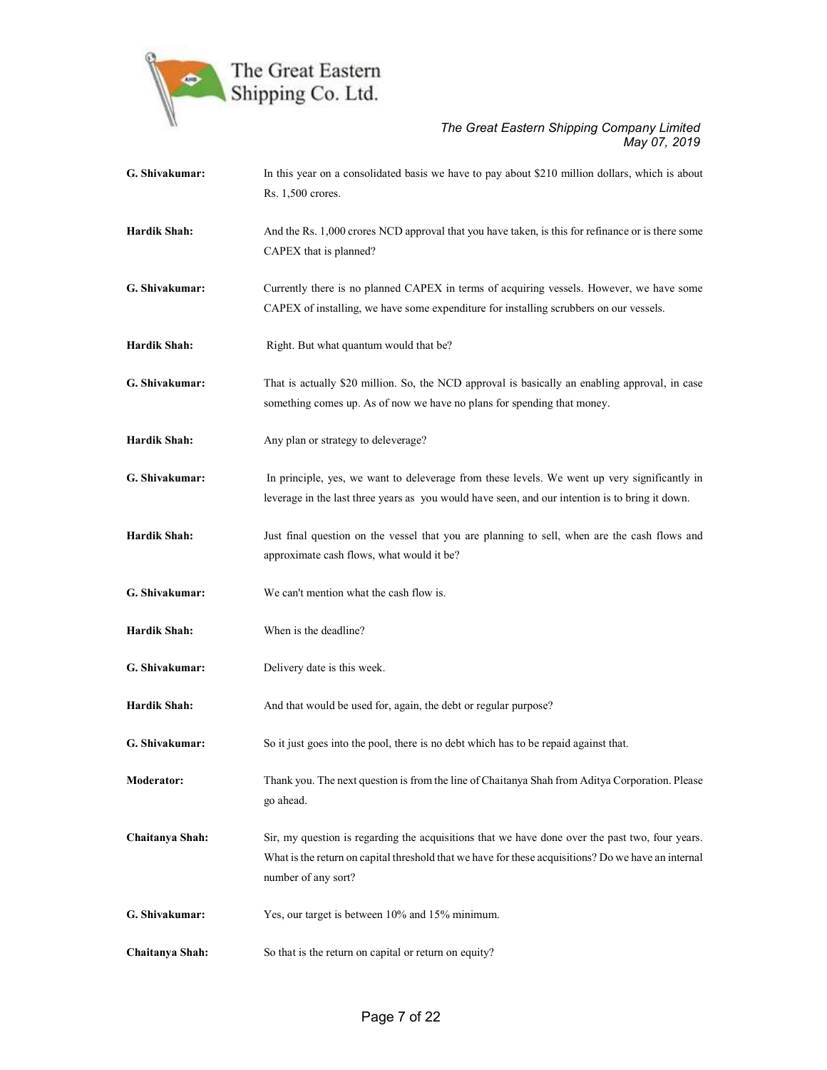**G. Shivakumar:** In this year on a consolidated basis we have to pay about $210 million dollars, which is about Rs. 1,500 crores.

**Hardik Shah:** And the Rs. 1,000 crores NCD approval that you have taken, is this for refinance or is there some CAPEX that is planned?

**G. Shivakumar:** Currently there is no planned CAPEX in terms of acquiring vessels. However, we have some CAPEX of installing, we have some expenditure for installing scrubbers on our vessels.

**Hardik Shah:** Right. But what quantum would that be?

**G. Shivakumar:** That is actually $20 million. So, the NCD approval is basically an enabling approval, in case something comes up. As of now we have no plans for spending that money.

**Hardik Shah:** Any plan or strategy to deleverage?

**G. Shivakumar:** In principle, yes, we want to deleverage from these levels. We went up very significantly in leverage in the last three years as you would have seen, and our intention is to bring it down.

**Hardik Shah:** Just final question on the vessel that you are planning to sell, when are the cash flows and approximate cash flows, what would it be?

**G. Shivakumar:** We can't mention what the cash flow is.

**Hardik Shah:** When is the deadline?

**G. Shivakumar:** Delivery date is this week.

**Hardik Shah:** And that would be used for, again, the debt or regular purpose?

**G. Shivakumar:** So it just goes into the pool, there is no debt which has to be repaid against that.

**Moderator:** Thank you. The next question is from the line of Chaitanya Shah from Aditya Corporation. Please go ahead.

**Chaitanya Shah:** Sir, my question is regarding the acquisitions that we have done over the past two, four years. What is the return on capital threshold that we have for these acquisitions? Do we have an internal number of any sort?

**G. Shivakumar:** Yes, our target is between 10% and 15% minimum.

**Chaitanya Shah:** So that is the return on capital or return on equity?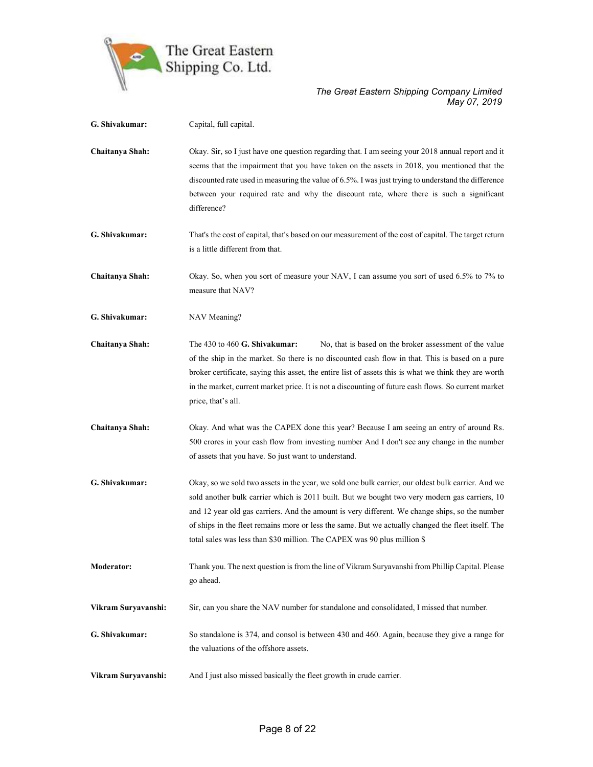**G. Shivakumar:** Capital, full capital.

**Chaitanya Shah:** Okay. Sir, so I just have one question regarding that. I am seeing your 2018 annual report and it seems that the impairment that you have taken on the assets in 2018, you mentioned that the discounted rate used in measuring the value of 6.5%. I was just trying to understand the difference between your required rate and why the discount rate, where there is such a significant difference?

**G. Shivakumar:** That's the cost of capital, that's based on our measurement of the cost of capital. The target return is a little different from that.

**Chaitanya Shah:** Okay. So, when you sort of measure your NAV, I can assume you sort of used 6.5% to 7% to measure that NAV?

**G. Shivakumar:** NAV Meaning?

**Chaitanya Shah:** The 430 to 460 **G. Shivakumar:** No, that is based on the broker assessment of the value of the ship in the market. So there is no discounted cash flow in that. This is based on a pure broker certificate, saying this asset, the entire list of assets this is what we think they are worth in the market, current market price. It is not a discounting of future cash flows. So current market price, that's all.

**Chaitanya Shah:** Okay. And what was the CAPEX done this year? Because I am seeing an entry of around Rs. 500 crores in your cash flow from investing number And I don't see any change in the number of assets that you have. So just want to understand.

**G. Shivakumar:** Okay, so we sold two assets in the year, we sold one bulk carrier, our oldest bulk carrier. And we sold another bulk carrier which is 2011 built. But we bought two very modern gas carriers, 10 and 12 year old gas carriers. And the amount is very different. We change ships, so the number of ships in the fleet remains more or less the same. But we actually changed the fleet itself. The total sales was less than $30 million. The CAPEX was 90 plus million $

**Moderator:** Thank you. The next question is from the line of Vikram Suryavanshi from Phillip Capital. Please go ahead.

**Vikram Suryavanshi:** Sir, can you share the NAV number for standalone and consolidated, I missed that number.

**G. Shivakumar:** So standalone is 374, and consol is between 430 and 460. Again, because they give a range for the valuations of the offshore assets.

**Vikram Suryavanshi:** And I just also missed basically the fleet growth in crude carrier.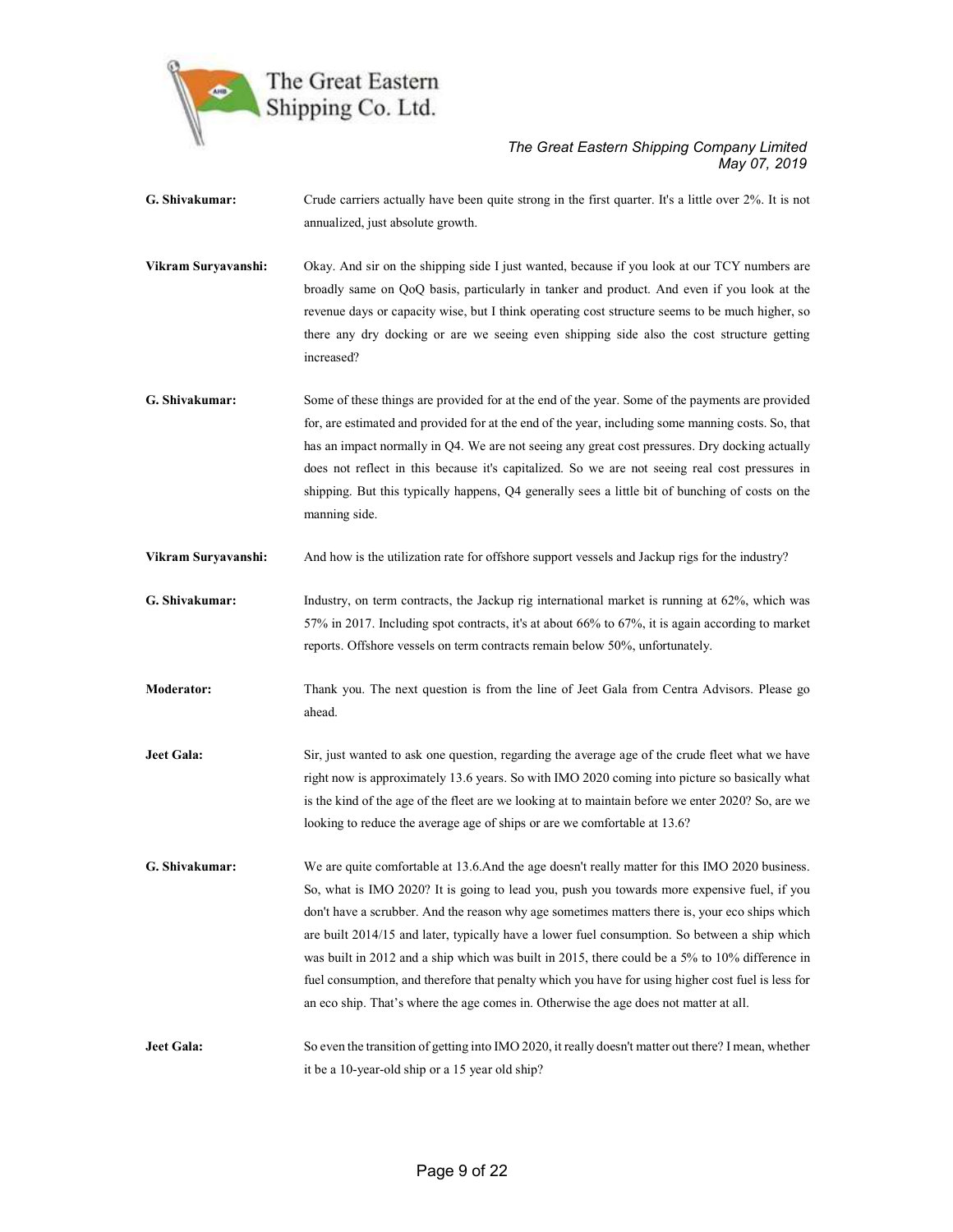**G. Shivakumar:** Crude carriers actually have been quite strong in the first quarter. It's a little over 2%. It is not annualized, just absolute growth.

**Vikram Suryavanshi:** Okay. And sir on the shipping side I just wanted, because if you look at our TCY numbers are broadly same on QoQ basis, particularly in tanker and product. And even if you look at the revenue days or capacity wise, but I think operating cost structure seems to be much higher, so there any dry docking or are we seeing even shipping side also the cost structure getting increased?

**G. Shivakumar:** Some of these things are provided for at the end of the year. Some of the payments are provided for, are estimated and provided for at the end of the year, including some manning costs. So, that has an impact normally in Q4. We are not seeing any great cost pressures. Dry docking actually does not reflect in this because it's capitalized. So we are not seeing real cost pressures in shipping. But this typically happens, Q4 generally sees a little bit of bunching of costs on the manning side.

**Vikram Suryavanshi:** And how is the utilization rate for offshore support vessels and Jackup rigs for the industry?

**G. Shivakumar:** Industry, on term contracts, the Jackup rig international market is running at 62%, which was 57% in 2017. Including spot contracts, it's at about 66% to 67%, it is again according to market reports. Offshore vessels on term contracts remain below 50%, unfortunately.

**Moderator:** Thank you. The next question is from the line of Jeet Gala from Centra Advisors. Please go ahead.

**Jeet Gala:** Sir, just wanted to ask one question, regarding the average age of the crude fleet what we have right now is approximately 13.6 years. So with IMO 2020 coming into picture so basically what is the kind of the age of the fleet are we looking at to maintain before we enter 2020? So, are we looking to reduce the average age of ships or are we comfortable at 13.6?

**G. Shivakumar:** We are quite comfortable at 13.6.And the age doesn't really matter for this IMO 2020 business. So, what is IMO 2020? It is going to lead you, push you towards more expensive fuel, if you don't have a scrubber. And the reason why age sometimes matters there is, your eco ships which are built 2014/15 and later, typically have a lower fuel consumption. So between a ship which was built in 2012 and a ship which was built in 2015, there could be a 5% to 10% difference in fuel consumption, and therefore that penalty which you have for using higher cost fuel is less for an eco ship. That's where the age comes in. Otherwise the age does not matter at all.

**Jeet Gala:** So even the transition of getting into IMO 2020, it really doesn't matter out there? I mean, whether it be a 10-year-old ship or a 15 year old ship?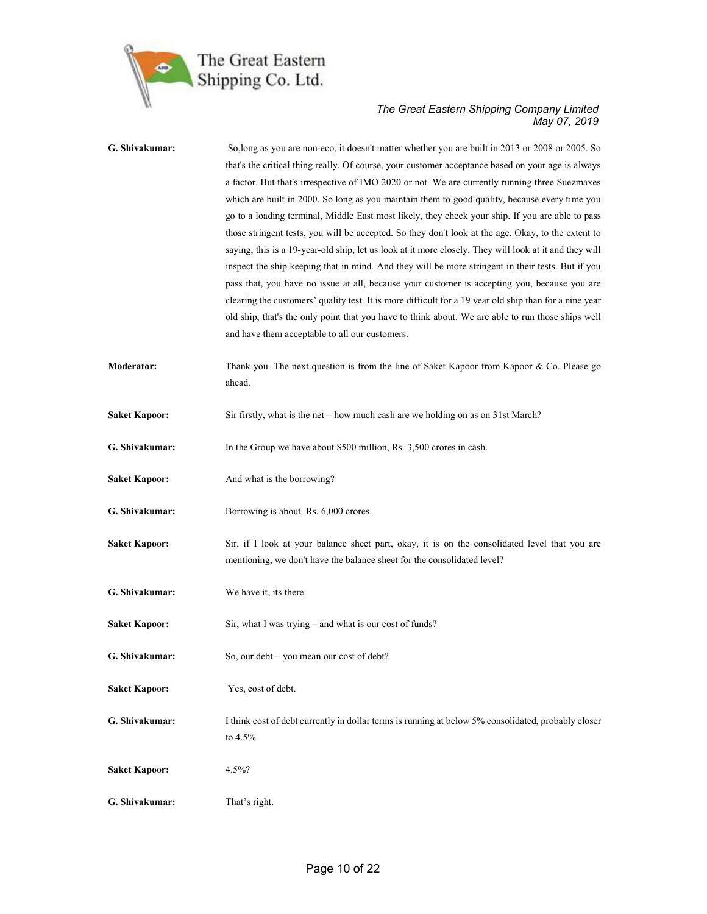**G. Shivakumar:** So,long as you are non-eco, it doesn't matter whether you are built in 2013 or 2008 or 2005. So that's the critical thing really. Of course, your customer acceptance based on your age is always a factor. But that's irrespective of IMO 2020 or not. We are currently running three Suezmaxes which are built in 2000. So long as you maintain them to good quality, because every time you go to a loading terminal, Middle East most likely, they check your ship. If you are able to pass those stringent tests, you will be accepted. So they don't look at the age. Okay, to the extent to saying, this is a 19-year-old ship, let us look at it more closely. They will look at it and they will inspect the ship keeping that in mind. And they will be more stringent in their tests. But if you pass that, you have no issue at all, because your customer is accepting you, because you are clearing the customers' quality test. It is more difficult for a 19 year old ship than for a nine year old ship, that's the only point that you have to think about. We are able to run those ships well and have them acceptable to all our customers.

**Moderator:** Thank you. The next question is from the line of Saket Kapoor from Kapoor & Co. Please go ahead.

**Saket Kapoor:** Sir firstly, what is the net – how much cash are we holding on as on 31st March?

**G. Shivakumar:** In the Group we have about $500 million, Rs. 3,500 crores in cash.

**Saket Kapoor:** And what is the borrowing?

**G. Shivakumar:** Borrowing is about Rs. 6,000 crores.

**Saket Kapoor:** Sir, if I look at your balance sheet part, okay, it is on the consolidated level that you are mentioning, we don't have the balance sheet for the consolidated level?

**G. Shivakumar:** We have it, its there.

**Saket Kapoor:** Sir, what I was trying – and what is our cost of funds?

**G. Shivakumar:** So, our debt – you mean our cost of debt?

**Saket Kapoor:** Yes, cost of debt.

**G. Shivakumar:** I think cost of debt currently in dollar terms is running at below 5% consolidated, probably closer to 4.5%.

**Saket Kapoor:** 4.5%?

**G. Shivakumar:** That's right.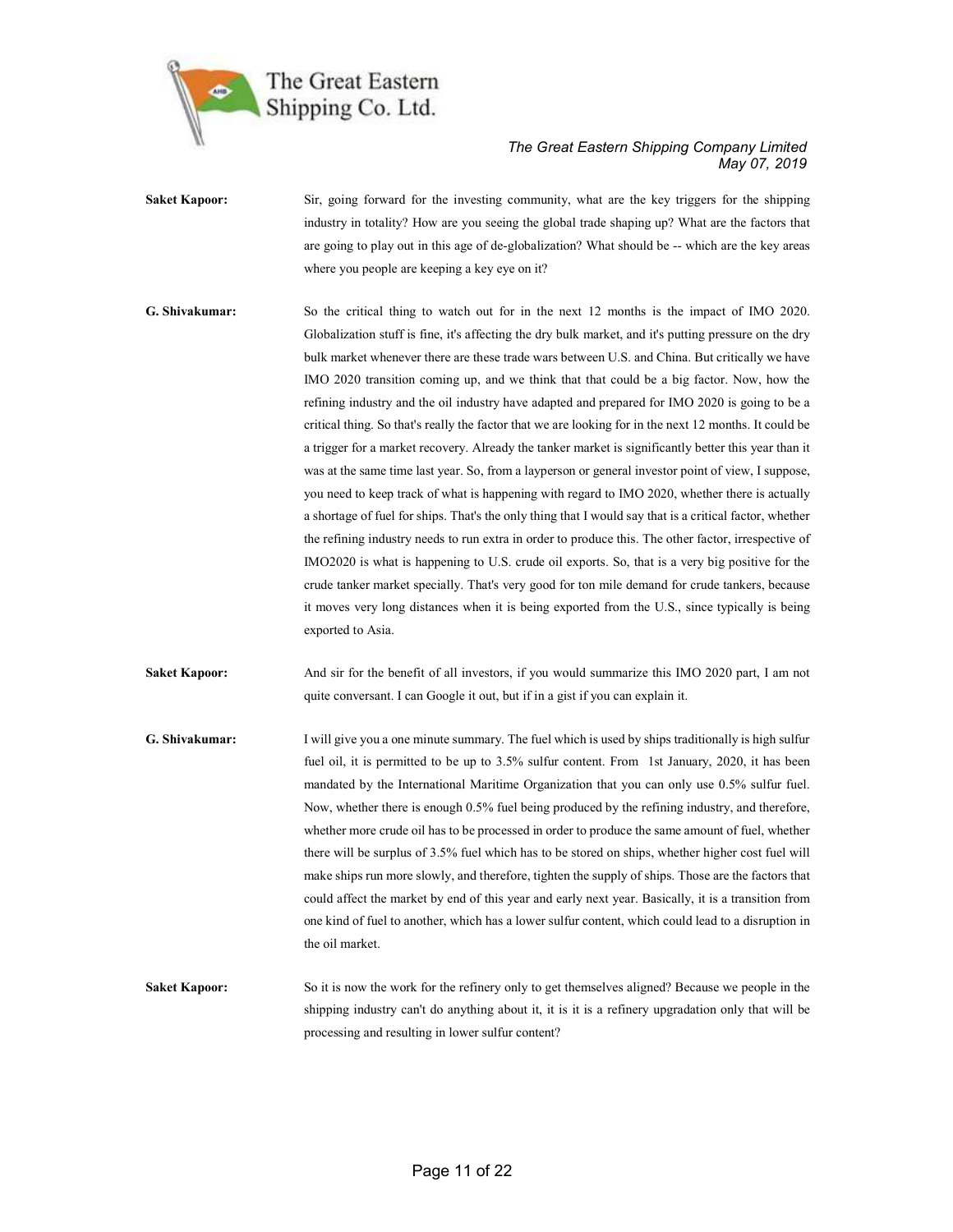**Saket Kapoor:** Sir, going forward for the investing community, what are the key triggers for the shipping industry in totality? How are you seeing the global trade shaping up? What are the factors that are going to play out in this age of de-globalization? What should be -- which are the key areas where you people are keeping a key eye on it?

**G. Shivakumar:** So the critical thing to watch out for in the next 12 months is the impact of IMO 2020. Globalization stuff is fine, it's affecting the dry bulk market, and it's putting pressure on the dry bulk market whenever there are these trade wars between U.S. and China. But critically we have IMO 2020 transition coming up, and we think that that could be a big factor. Now, how the refining industry and the oil industry have adapted and prepared for IMO 2020 is going to be a critical thing. So that's really the factor that we are looking for in the next 12 months. It could be a trigger for a market recovery. Already the tanker market is significantly better this year than it was at the same time last year. So, from a layperson or general investor point of view, I suppose, you need to keep track of what is happening with regard to IMO 2020, whether there is actually a shortage of fuel for ships. That's the only thing that I would say that is a critical factor, whether the refining industry needs to run extra in order to produce this. The other factor, irrespective of IMO2020 is what is happening to U.S. crude oil exports. So, that is a very big positive for the crude tanker market specially. That's very good for ton mile demand for crude tankers, because it moves very long distances when it is being exported from the U.S., since typically is being exported to Asia.

**Saket Kapoor:** And sir for the benefit of all investors, if you would summarize this IMO 2020 part, I am not quite conversant. I can Google it out, but if in a gist if you can explain it.

**G. Shivakumar:** I will give you a one minute summary. The fuel which is used by ships traditionally is high sulfur fuel oil, it is permitted to be up to 3.5% sulfur content. From 1st January, 2020, it has been mandated by the International Maritime Organization that you can only use 0.5% sulfur fuel. Now, whether there is enough 0.5% fuel being produced by the refining industry, and therefore, whether more crude oil has to be processed in order to produce the same amount of fuel, whether there will be surplus of 3.5% fuel which has to be stored on ships, whether higher cost fuel will make ships run more slowly, and therefore, tighten the supply of ships. Those are the factors that could affect the market by end of this year and early next year. Basically, it is a transition from one kind of fuel to another, which has a lower sulfur content, which could lead to a disruption in the oil market.

**Saket Kapoor:** So it is now the work for the refinery only to get themselves aligned? Because we people in the shipping industry can't do anything about it, it is it is a refinery upgradation only that will be processing and resulting in lower sulfur content?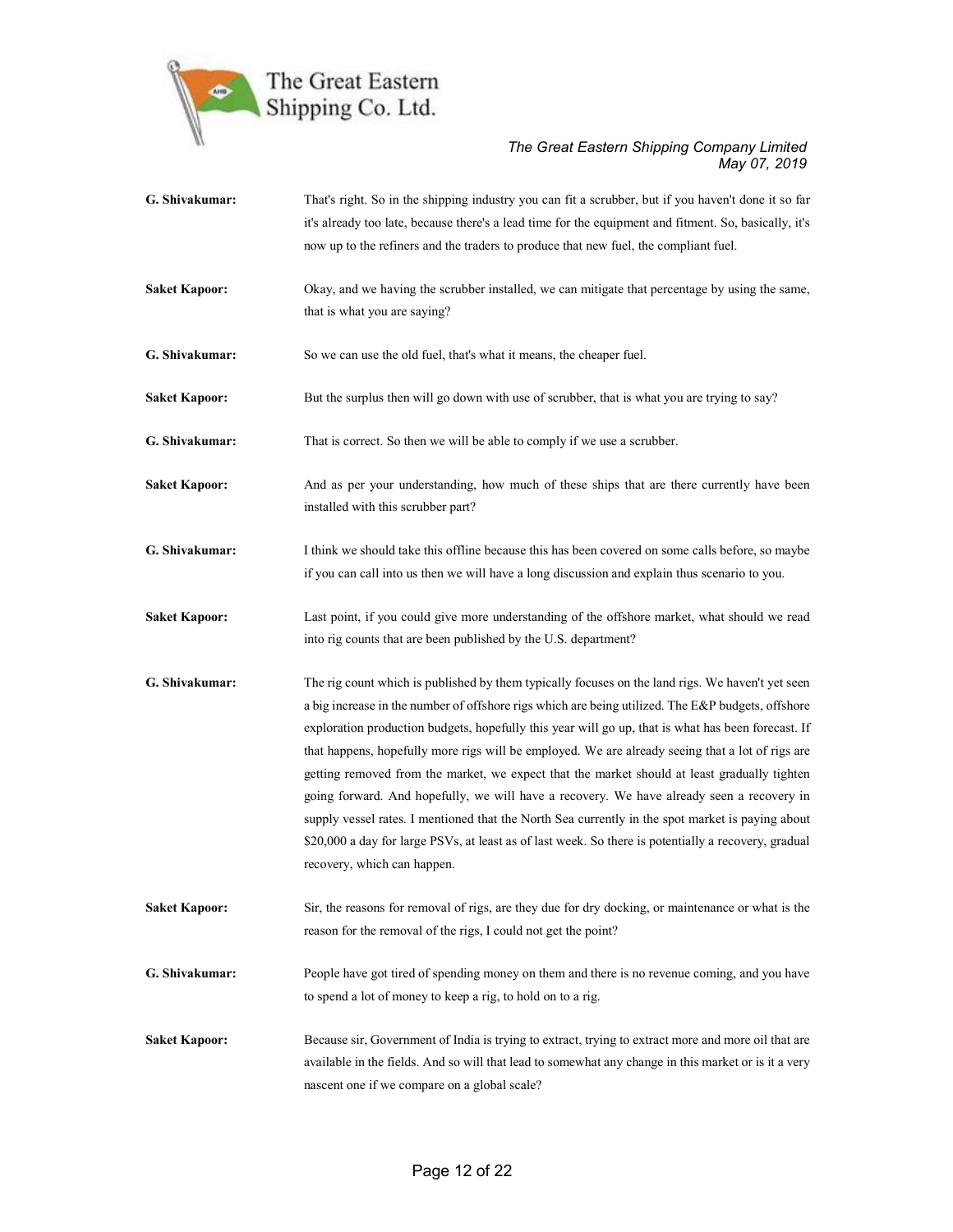**G. Shivakumar:** That's right. So in the shipping industry you can fit a scrubber, but if you haven't done it so far it's already too late, because there's a lead time for the equipment and fitment. So, basically, it's now up to the refiners and the traders to produce that new fuel, the compliant fuel.

**Saket Kapoor:** Okay, and we having the scrubber installed, we can mitigate that percentage by using the same, that is what you are saying?

**G. Shivakumar:** So we can use the old fuel, that's what it means, the cheaper fuel.

**Saket Kapoor:** But the surplus then will go down with use of scrubber, that is what you are trying to say?

**G. Shivakumar:** That is correct. So then we will be able to comply if we use a scrubber.

**Saket Kapoor:** And as per your understanding, how much of these ships that are there currently have been installed with this scrubber part?

**G. Shivakumar:** I think we should take this offline because this has been covered on some calls before, so maybe if you can call into us then we will have a long discussion and explain thus scenario to you.

**Saket Kapoor:** Last point, if you could give more understanding of the offshore market, what should we read into rig counts that are been published by the U.S. department?

**G. Shivakumar:** The rig count which is published by them typically focuses on the land rigs. We haven't yet seen a big increase in the number of offshore rigs which are being utilized. The E&P budgets, offshore exploration production budgets, hopefully this year will go up, that is what has been forecast. If that happens, hopefully more rigs will be employed. We are already seeing that a lot of rigs are getting removed from the market, we expect that the market should at least gradually tighten going forward. And hopefully, we will have a recovery. We have already seen a recovery in supply vessel rates. I mentioned that the North Sea currently in the spot market is paying about $20,000 a day for large PSVs, at least as of last week. So there is potentially a recovery, gradual recovery, which can happen.

**Saket Kapoor:** Sir, the reasons for removal of rigs, are they due for dry docking, or maintenance or what is the reason for the removal of the rigs, I could not get the point?

**G. Shivakumar:** People have got tired of spending money on them and there is no revenue coming, and you have to spend a lot of money to keep a rig, to hold on to a rig.

**Saket Kapoor:** Because sir, Government of India is trying to extract, trying to extract more and more oil that are available in the fields. And so will that lead to somewhat any change in this market or is it a very nascent one if we compare on a global scale?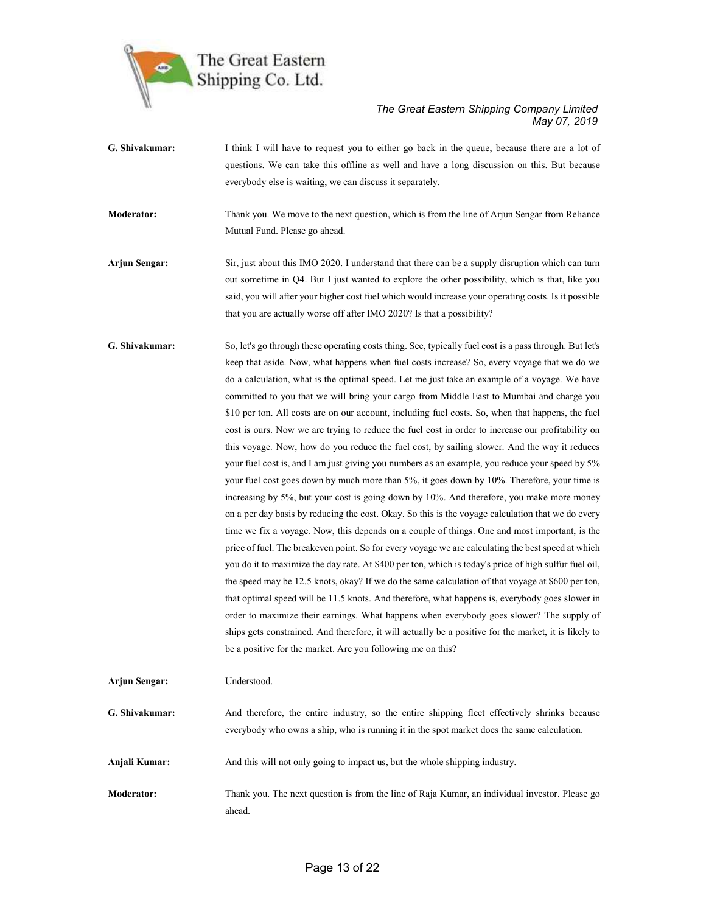**G. Shivakumar:** I think I will have to request you to either go back in the queue, because there are a lot of questions. We can take this offline as well and have a long discussion on this. But because everybody else is waiting, we can discuss it separately.

**Moderator:** Thank you. We move to the next question, which is from the line of Arjun Sengar from Reliance Mutual Fund. Please go ahead.

**Arjun Sengar:** Sir, just about this IMO 2020. I understand that there can be a supply disruption which can turn out sometime in Q4. But I just wanted to explore the other possibility, which is that, like you said, you will after your higher cost fuel which would increase your operating costs. Is it possible that you are actually worse off after IMO 2020? Is that a possibility?

**G. Shivakumar:** So, let's go through these operating costs thing. See, typically fuel cost is a pass through. But let's keep that aside. Now, what happens when fuel costs increase? So, every voyage that we do we do a calculation, what is the optimal speed. Let me just take an example of a voyage. We have committed to you that we will bring your cargo from Middle East to Mumbai and charge you \$10 per ton. All costs are on our account, including fuel costs. So, when that happens, the fuel cost is ours. Now we are trying to reduce the fuel cost in order to increase our profitability on this voyage. Now, how do you reduce the fuel cost, by sailing slower. And the way it reduces your fuel cost is, and I am just giving you numbers as an example, you reduce your speed by 5% your fuel cost goes down by much more than 5%, it goes down by 10%. Therefore, your time is increasing by 5%, but your cost is going down by 10%. And therefore, you make more money on a per day basis by reducing the cost. Okay. So this is the voyage calculation that we do every time we fix a voyage. Now, this depends on a couple of things. One and most important, is the price of fuel. The breakeven point. So for every voyage we are calculating the best speed at which you do it to maximize the day rate. At \$400 per ton, which is today's price of high sulfur fuel oil, the speed may be 12.5 knots, okay? If we do the same calculation of that voyage at \$600 per ton, that optimal speed will be 11.5 knots. And therefore, what happens is, everybody goes slower in order to maximize their earnings. What happens when everybody goes slower? The supply of ships gets constrained. And therefore, it will actually be a positive for the market, it is likely to be a positive for the market. Are you following me on this?

**Arjun Sengar:** Understood.

**G. Shivakumar:** And therefore, the entire industry, so the entire shipping fleet effectively shrinks because everybody who owns a ship, who is running it in the spot market does the same calculation.

**Anjali Kumar:** And this will not only going to impact us, but the whole shipping industry.

**Moderator:** Thank you. The next question is from the line of Raja Kumar, an individual investor. Please go ahead.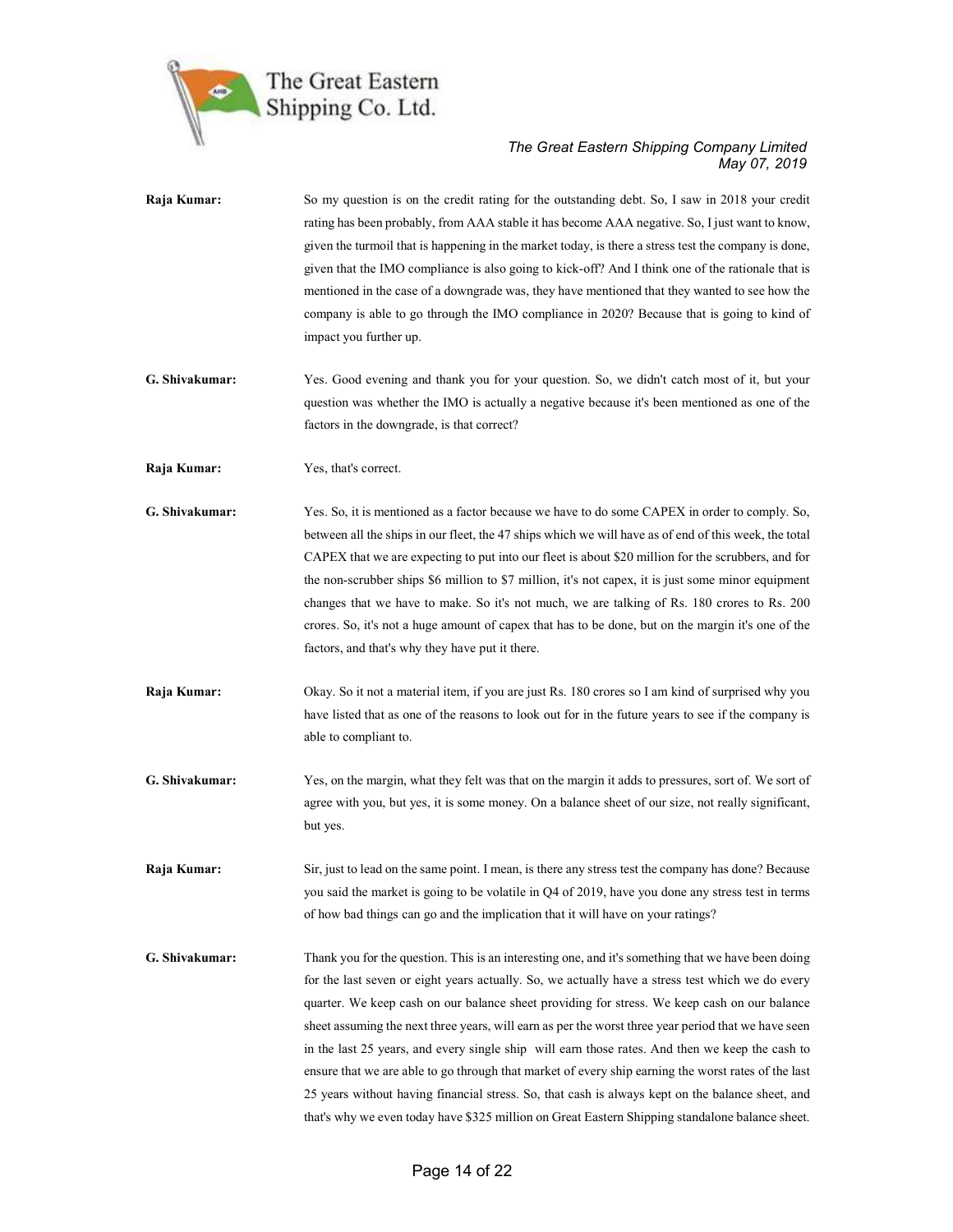**Raja Kumar:** So my question is on the credit rating for the outstanding debt. So, I saw in 2018 your credit rating has been probably, from AAA stable it has become AAA negative. So, I just want to know, given the turmoil that is happening in the market today, is there a stress test the company is done, given that the IMO compliance is also going to kick-off? And I think one of the rationale that is mentioned in the case of a downgrade was, they have mentioned that they wanted to see how the company is able to go through the IMO compliance in 2020? Because that is going to kind of impact you further up.

**G. Shivakumar:** Yes. Good evening and thank you for your question. So, we didn't catch most of it, but your question was whether the IMO is actually a negative because it's been mentioned as one of the factors in the downgrade, is that correct?

**Raja Kumar:** Yes, that's correct.

**G. Shivakumar:** Yes. So, it is mentioned as a factor because we have to do some CAPEX in order to comply. So, between all the ships in our fleet, the 47 ships which we will have as of end of this week, the total CAPEX that we are expecting to put into our fleet is about $20 million for the scrubbers, and for the non-scrubber ships $6 million to $7 million, it's not capex, it is just some minor equipment changes that we have to make. So it's not much, we are talking of Rs. 180 crores to Rs. 200 crores. So, it's not a huge amount of capex that has to be done, but on the margin it's one of the factors, and that's why they have put it there.

**Raja Kumar:** Okay. So it not a material item, if you are just Rs. 180 crores so I am kind of surprised why you have listed that as one of the reasons to look out for in the future years to see if the company is able to compliant to.

**G. Shivakumar:** Yes, on the margin, what they felt was that on the margin it adds to pressures, sort of. We sort of agree with you, but yes, it is some money. On a balance sheet of our size, not really significant, but yes.

**Raja Kumar:** Sir, just to lead on the same point. I mean, is there any stress test the company has done? Because you said the market is going to be volatile in Q4 of 2019, have you done any stress test in terms of how bad things can go and the implication that it will have on your ratings?

**G. Shivakumar:** Thank you for the question. This is an interesting one, and it's something that we have been doing for the last seven or eight years actually. So, we actually have a stress test which we do every quarter. We keep cash on our balance sheet providing for stress. We keep cash on our balance sheet assuming the next three years, will earn as per the worst three year period that we have seen in the last 25 years, and every single ship will earn those rates. And then we keep the cash to ensure that we are able to go through that market of every ship earning the worst rates of the last 25 years without having financial stress. So, that cash is always kept on the balance sheet, and that's why we even today have $325 million on Great Eastern Shipping standalone balance sheet.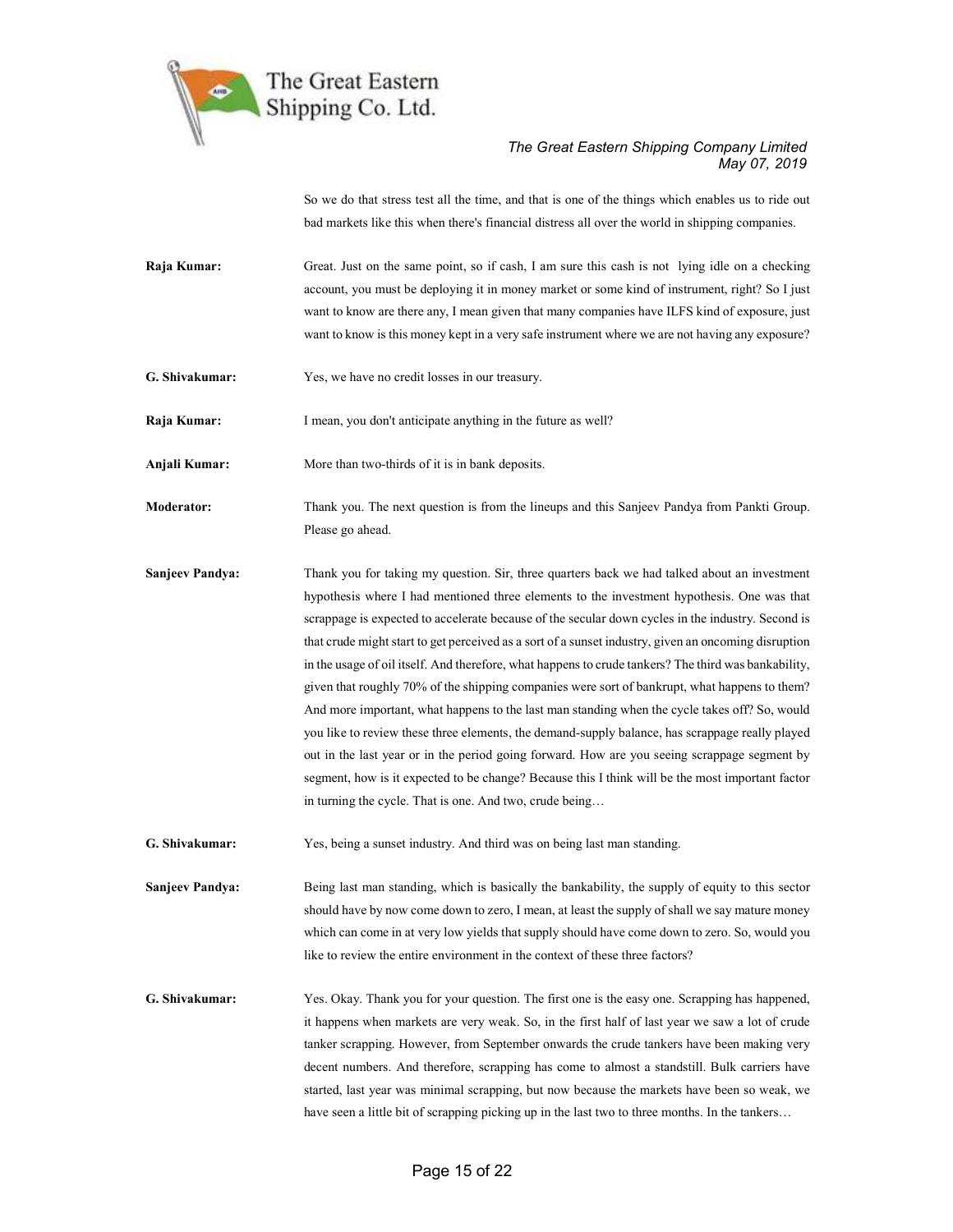So we do that stress test all the time, and that is one of the things which enables us to ride out bad markets like this when there's financial distress all over the world in shipping companies.

**Raja Kumar:** Great. Just on the same point, so if cash, I am sure this cash is not lying idle on a checking account, you must be deploying it in money market or some kind of instrument, right? So I just want to know are there any, I mean given that many companies have ILFS kind of exposure, just want to know is this money kept in a very safe instrument where we are not having any exposure?

**G. Shivakumar:** Yes, we have no credit losses in our treasury.

**Raja Kumar:** I mean, you don't anticipate anything in the future as well?

**Anjali Kumar:** More than two-thirds of it is in bank deposits.

**Moderator:** Thank you. The next question is from the lineups and this Sanjeev Pandya from Pankti Group. Please go ahead.

**Sanjeev Pandya:** Thank you for taking my question. Sir, three quarters back we had talked about an investment hypothesis where I had mentioned three elements to the investment hypothesis. One was that scrappage is expected to accelerate because of the secular down cycles in the industry. Second is that crude might start to get perceived as a sort of a sunset industry, given an oncoming disruption in the usage of oil itself. And therefore, what happens to crude tankers? The third was bankability, given that roughly 70% of the shipping companies were sort of bankrupt, what happens to them? And more important, what happens to the last man standing when the cycle takes off? So, would you like to review these three elements, the demand-supply balance, has scrappage really played out in the last year or in the period going forward. How are you seeing scrappage segment by segment, how is it expected to be change? Because this I think will be the most important factor in turning the cycle. That is one. And two, crude being…

**G. Shivakumar:** Yes, being a sunset industry. And third was on being last man standing.

**Sanjeev Pandya:** Being last man standing, which is basically the bankability, the supply of equity to this sector should have by now come down to zero, I mean, at least the supply of shall we say mature money which can come in at very low yields that supply should have come down to zero. So, would you like to review the entire environment in the context of these three factors?

**G. Shivakumar:** Yes. Okay. Thank you for your question. The first one is the easy one. Scrapping has happened, it happens when markets are very weak. So, in the first half of last year we saw a lot of crude tanker scrapping. However, from September onwards the crude tankers have been making very decent numbers. And therefore, scrapping has come to almost a standstill. Bulk carriers have started, last year was minimal scrapping, but now because the markets have been so weak, we have seen a little bit of scrapping picking up in the last two to three months. In the tankers…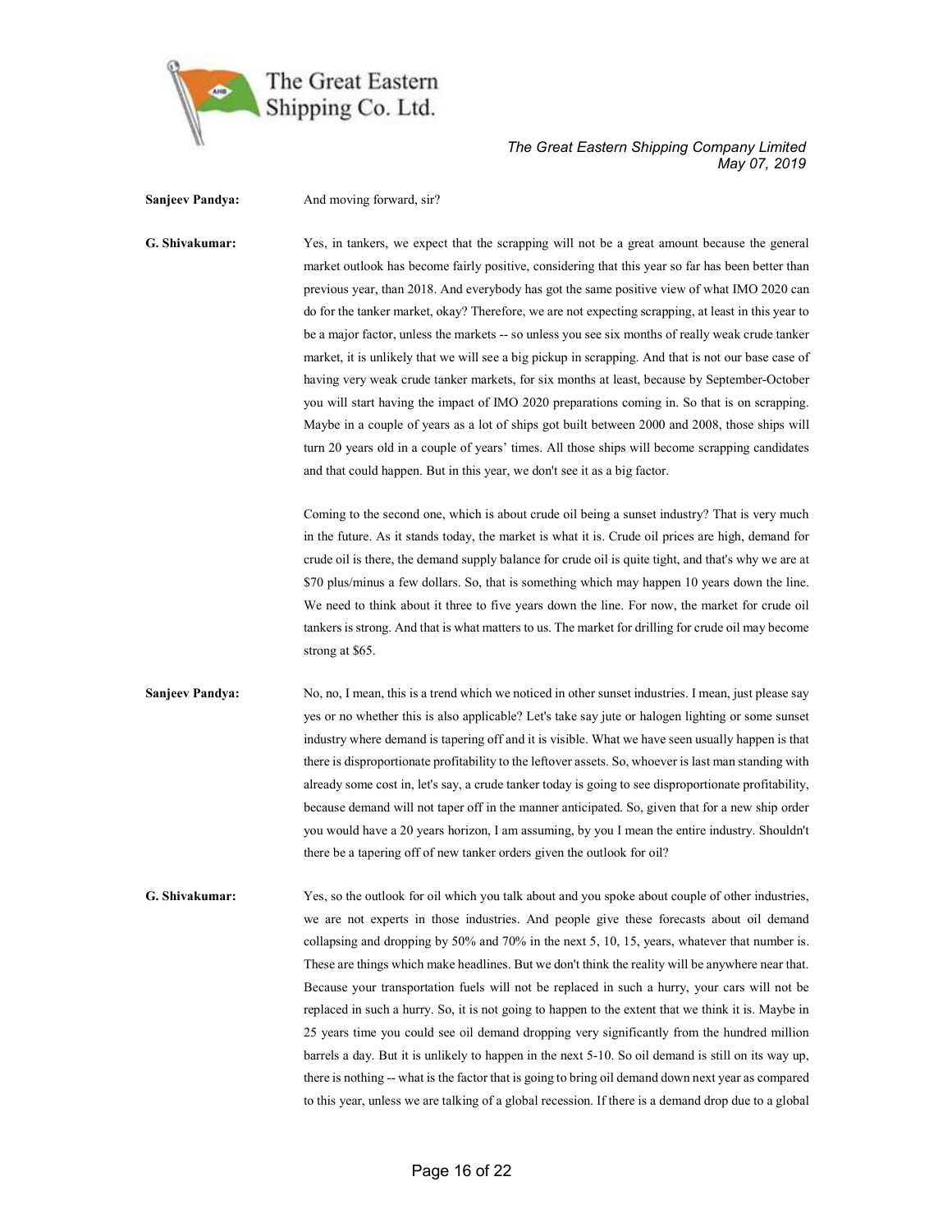**Sanjeev Pandya:** And moving forward, sir?

**G. Shivakumar:** Yes, in tankers, we expect that the scrapping will not be a great amount because the general market outlook has become fairly positive, considering that this year so far has been better than previous year, than 2018. And everybody has got the same positive view of what IMO 2020 can do for the tanker market, okay? Therefore, we are not expecting scrapping, at least in this year to be a major factor, unless the markets -- so unless you see six months of really weak crude tanker market, it is unlikely that we will see a big pickup in scrapping. And that is not our base case of having very weak crude tanker markets, for six months at least, because by September-October you will start having the impact of IMO 2020 preparations coming in. So that is on scrapping. Maybe in a couple of years as a lot of ships got built between 2000 and 2008, those ships will turn 20 years old in a couple of years' times. All those ships will become scrapping candidates and that could happen. But in this year, we don't see it as a big factor.

Coming to the second one, which is about crude oil being a sunset industry? That is very much in the future. As it stands today, the market is what it is. Crude oil prices are high, demand for crude oil is there, the demand supply balance for crude oil is quite tight, and that's why we are at $70 plus/minus a few dollars. So, that is something which may happen 10 years down the line. We need to think about it three to five years down the line. For now, the market for crude oil tankers is strong. And that is what matters to us. The market for drilling for crude oil may become strong at $65.

**Sanjeev Pandya:** No, no, I mean, this is a trend which we noticed in other sunset industries. I mean, just please say yes or no whether this is also applicable? Let's take say jute or halogen lighting or some sunset industry where demand is tapering off and it is visible. What we have seen usually happen is that there is disproportionate profitability to the leftover assets. So, whoever is last man standing with already some cost in, let's say, a crude tanker today is going to see disproportionate profitability, because demand will not taper off in the manner anticipated. So, given that for a new ship order you would have a 20 years horizon, I am assuming, by you I mean the entire industry. Shouldn't there be a tapering off of new tanker orders given the outlook for oil?

**G. Shivakumar:** Yes, so the outlook for oil which you talk about and you spoke about couple of other industries, we are not experts in those industries. And people give these forecasts about oil demand collapsing and dropping by 50% and 70% in the next 5, 10, 15, years, whatever that number is. These are things which make headlines. But we don't think the reality will be anywhere near that. Because your transportation fuels will not be replaced in such a hurry, your cars will not be replaced in such a hurry. So, it is not going to happen to the extent that we think it is. Maybe in 25 years time you could see oil demand dropping very significantly from the hundred million barrels a day. But it is unlikely to happen in the next 5-10. So oil demand is still on its way up, there is nothing -- what is the factor that is going to bring oil demand down next year as compared to this year, unless we are talking of a global recession. If there is a demand drop due to a global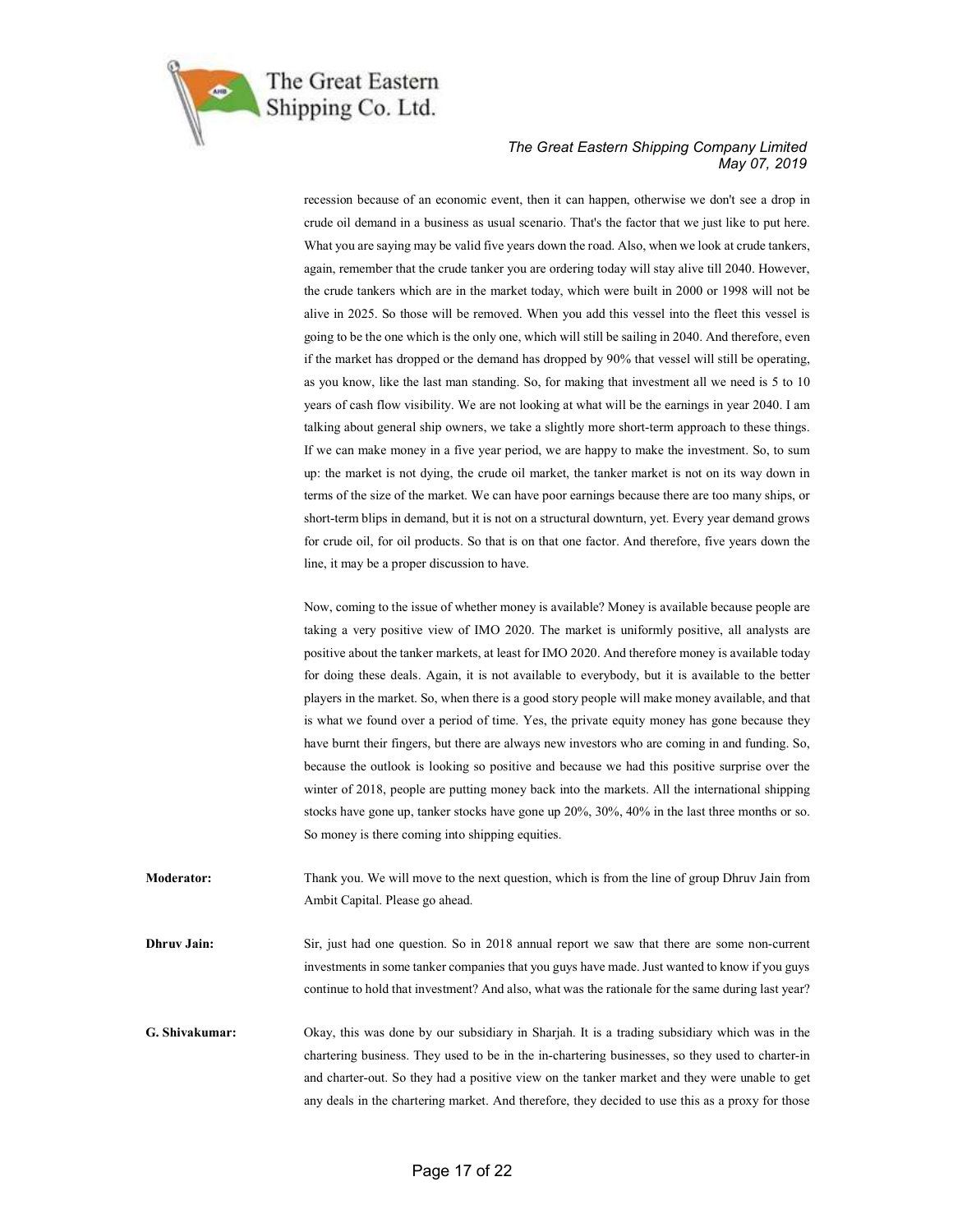recession because of an economic event, then it can happen, otherwise we don't see a drop in crude oil demand in a business as usual scenario. That's the factor that we just like to put here. What you are saying may be valid five years down the road. Also, when we look at crude tankers, again, remember that the crude tanker you are ordering today will stay alive till 2040. However, the crude tankers which are in the market today, which were built in 2000 or 1998 will not be alive in 2025. So those will be removed. When you add this vessel into the fleet this vessel is going to be the one which is the only one, which will still be sailing in 2040. And therefore, even if the market has dropped or the demand has dropped by 90% that vessel will still be operating, as you know, like the last man standing. So, for making that investment all we need is 5 to 10 years of cash flow visibility. We are not looking at what will be the earnings in year 2040. I am talking about general ship owners, we take a slightly more short-term approach to these things. If we can make money in a five year period, we are happy to make the investment. So, to sum up: the market is not dying, the crude oil market, the tanker market is not on its way down in terms of the size of the market. We can have poor earnings because there are too many ships, or short-term blips in demand, but it is not on a structural downturn, yet. Every year demand grows for crude oil, for oil products. So that is on that one factor. And therefore, five years down the line, it may be a proper discussion to have.

Now, coming to the issue of whether money is available? Money is available because people are taking a very positive view of IMO 2020. The market is uniformly positive, all analysts are positive about the tanker markets, at least for IMO 2020. And therefore money is available today for doing these deals. Again, it is not available to everybody, but it is available to the better players in the market. So, when there is a good story people will make money available, and that is what we found over a period of time. Yes, the private equity money has gone because they have burnt their fingers, but there are always new investors who are coming in and funding. So, because the outlook is looking so positive and because we had this positive surprise over the winter of 2018, people are putting money back into the markets. All the international shipping stocks have gone up, tanker stocks have gone up 20%, 30%, 40% in the last three months or so. So money is there coming into shipping equities.

**Moderator:** Thank you. We will move to the next question, which is from the line of group Dhruv Jain from Ambit Capital. Please go ahead.

**Dhruv Jain:** Sir, just had one question. So in 2018 annual report we saw that there are some non-current investments in some tanker companies that you guys have made. Just wanted to know if you guys continue to hold that investment? And also, what was the rationale for the same during last year?

**G. Shivakumar:** Okay, this was done by our subsidiary in Sharjah. It is a trading subsidiary which was in the chartering business. They used to be in the in-chartering businesses, so they used to charter-in and charter-out. So they had a positive view on the tanker market and they were unable to get any deals in the chartering market. And therefore, they decided to use this as a proxy for those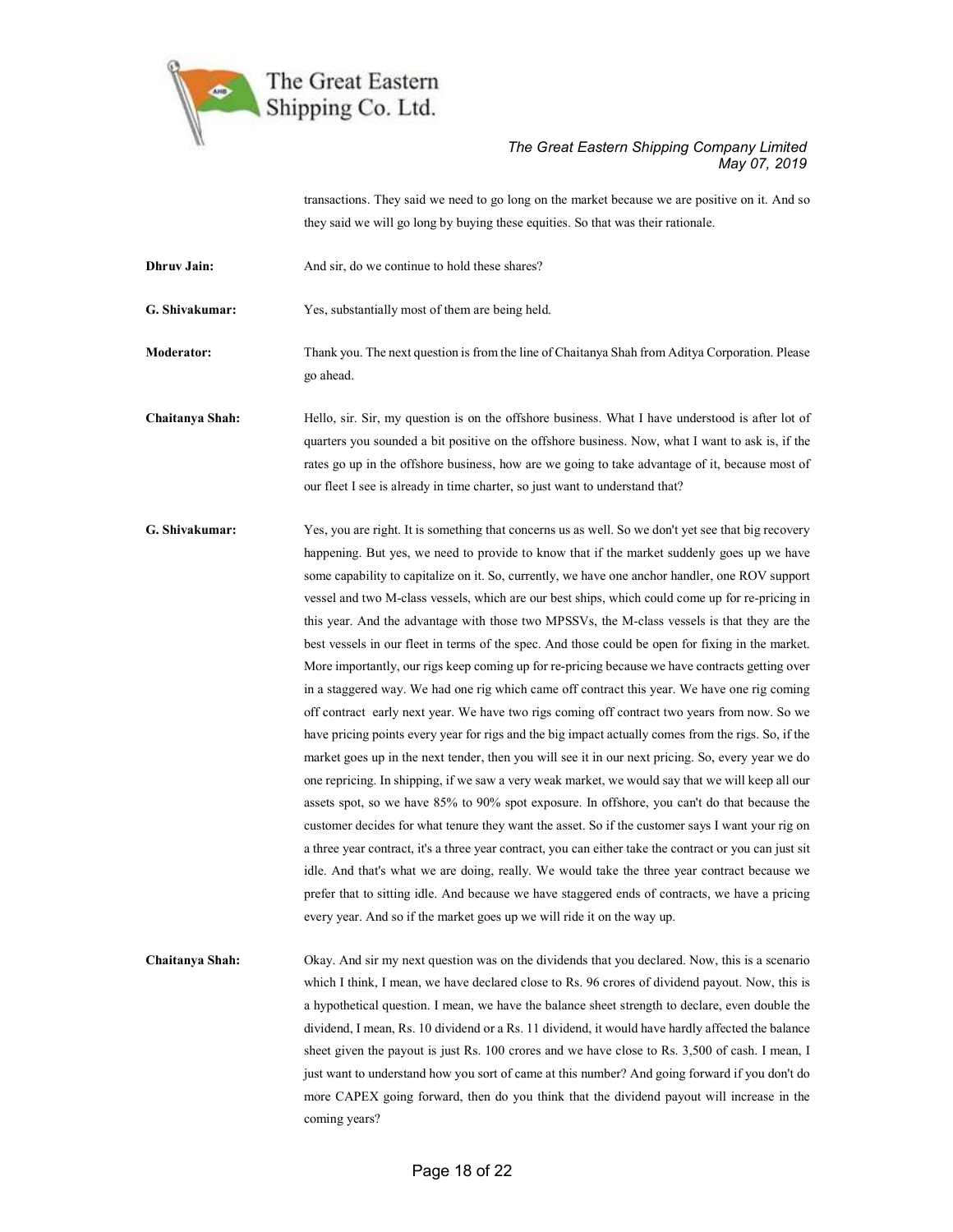transactions. They said we need to go long on the market because we are positive on it. And so they said we will go long by buying these equities. So that was their rationale.

**Dhruv Jain:** And sir, do we continue to hold these shares?

**G. Shivakumar:** Yes, substantially most of them are being held.

**Moderator:** Thank you. The next question is from the line of Chaitanya Shah from Aditya Corporation. Please go ahead.

**Chaitanya Shah:** Hello, sir. Sir, my question is on the offshore business. What I have understood is after lot of quarters you sounded a bit positive on the offshore business. Now, what I want to ask is, if the rates go up in the offshore business, how are we going to take advantage of it, because most of our fleet I see is already in time charter, so just want to understand that?

**G. Shivakumar:** Yes, you are right. It is something that concerns us as well. So we don't yet see that big recovery happening. But yes, we need to provide to know that if the market suddenly goes up we have some capability to capitalize on it. So, currently, we have one anchor handler, one ROV support vessel and two M-class vessels, which are our best ships, which could come up for re-pricing in this year. And the advantage with those two MPSSVs, the M-class vessels is that they are the best vessels in our fleet in terms of the spec. And those could be open for fixing in the market. More importantly, our rigs keep coming up for re-pricing because we have contracts getting over in a staggered way. We had one rig which came off contract this year. We have one rig coming off contract early next year. We have two rigs coming off contract two years from now. So we have pricing points every year for rigs and the big impact actually comes from the rigs. So, if the market goes up in the next tender, then you will see it in our next pricing. So, every year we do one repricing. In shipping, if we saw a very weak market, we would say that we will keep all our assets spot, so we have 85% to 90% spot exposure. In offshore, you can't do that because the customer decides for what tenure they want the asset. So if the customer says I want your rig on a three year contract, it's a three year contract, you can either take the contract or you can just sit idle. And that's what we are doing, really. We would take the three year contract because we prefer that to sitting idle. And because we have staggered ends of contracts, we have a pricing every year. And so if the market goes up we will ride it on the way up.

**Chaitanya Shah:** Okay. And sir my next question was on the dividends that you declared. Now, this is a scenario which I think, I mean, we have declared close to Rs. 96 crores of dividend payout. Now, this is a hypothetical question. I mean, we have the balance sheet strength to declare, even double the dividend, I mean, Rs. 10 dividend or a Rs. 11 dividend, it would have hardly affected the balance sheet given the payout is just Rs. 100 crores and we have close to Rs. 3,500 of cash. I mean, I just want to understand how you sort of came at this number? And going forward if you don't do more CAPEX going forward, then do you think that the dividend payout will increase in the coming years?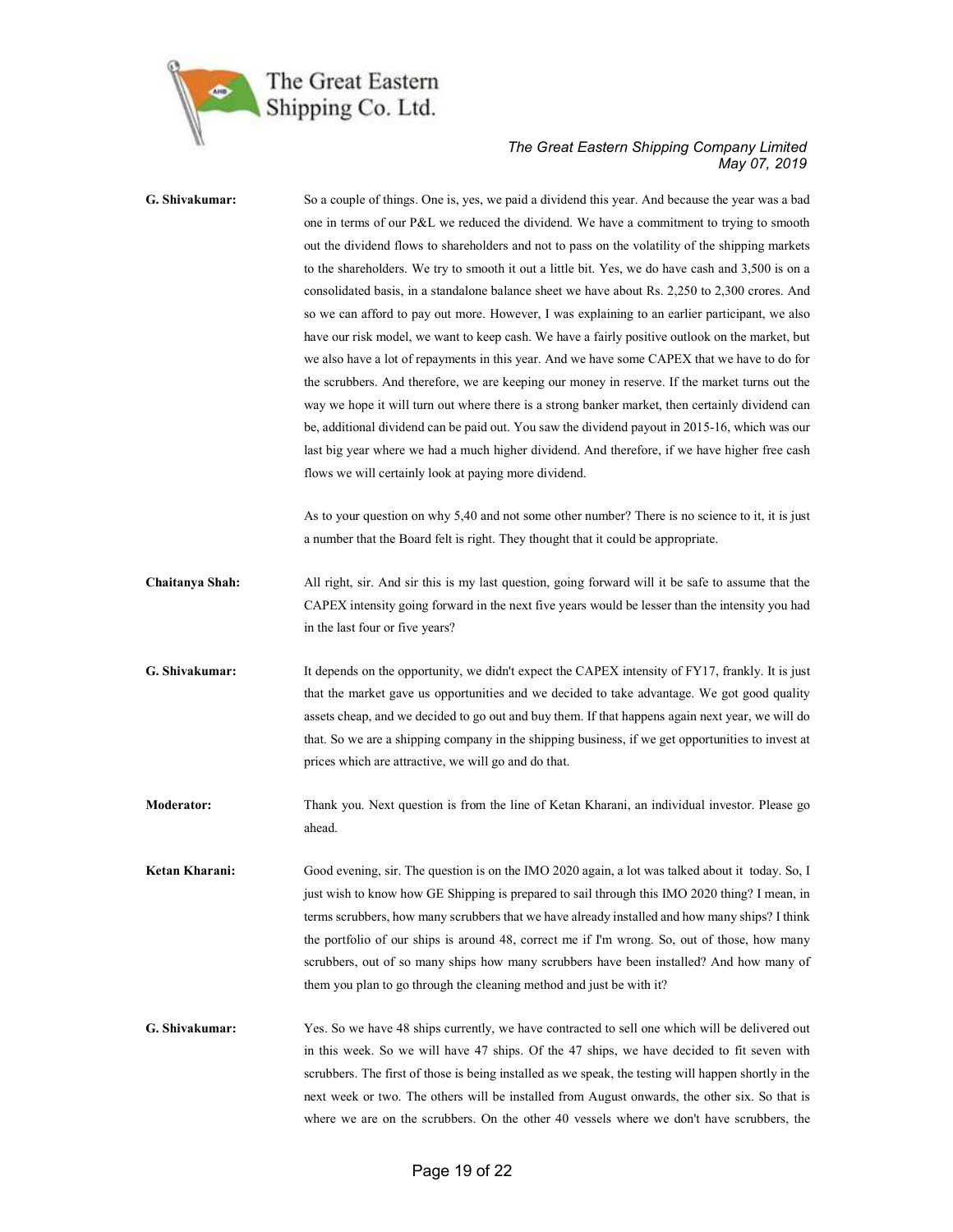**G. Shivakumar:** So a couple of things. One is, yes, we paid a dividend this year. And because the year was a bad one in terms of our P&L we reduced the dividend. We have a commitment to trying to smooth out the dividend flows to shareholders and not to pass on the volatility of the shipping markets to the shareholders. We try to smooth it out a little bit. Yes, we do have cash and 3,500 is on a consolidated basis, in a standalone balance sheet we have about Rs. 2,250 to 2,300 crores. And so we can afford to pay out more. However, I was explaining to an earlier participant, we also have our risk model, we want to keep cash. We have a fairly positive outlook on the market, but we also have a lot of repayments in this year. And we have some CAPEX that we have to do for the scrubbers. And therefore, we are keeping our money in reserve. If the market turns out the way we hope it will turn out where there is a strong banker market, then certainly dividend can be, additional dividend can be paid out. You saw the dividend payout in 2015-16, which was our last big year where we had a much higher dividend. And therefore, if we have higher free cash flows we will certainly look at paying more dividend.

As to your question on why 5,40 and not some other number? There is no science to it, it is just a number that the Board felt is right. They thought that it could be appropriate.

**Chaitanya Shah:** All right, sir. And sir this is my last question, going forward will it be safe to assume that the CAPEX intensity going forward in the next five years would be lesser than the intensity you had in the last four or five years?

**G. Shivakumar:** It depends on the opportunity, we didn't expect the CAPEX intensity of FY17, frankly. It is just that the market gave us opportunities and we decided to take advantage. We got good quality assets cheap, and we decided to go out and buy them. If that happens again next year, we will do that. So we are a shipping company in the shipping business, if we get opportunities to invest at prices which are attractive, we will go and do that.

**Moderator:** Thank you. Next question is from the line of Ketan Kharani, an individual investor. Please go ahead.

**Ketan Kharani:** Good evening, sir. The question is on the IMO 2020 again, a lot was talked about it today. So, I just wish to know how GE Shipping is prepared to sail through this IMO 2020 thing? I mean, in terms scrubbers, how many scrubbers that we have already installed and how many ships? I think the portfolio of our ships is around 48, correct me if I'm wrong. So, out of those, how many scrubbers, out of so many ships how many scrubbers have been installed? And how many of them you plan to go through the cleaning method and just be with it?

**G. Shivakumar:** Yes. So we have 48 ships currently, we have contracted to sell one which will be delivered out in this week. So we will have 47 ships. Of the 47 ships, we have decided to fit seven with scrubbers. The first of those is being installed as we speak, the testing will happen shortly in the next week or two. The others will be installed from August onwards, the other six. So that is where we are on the scrubbers. On the other 40 vessels where we don't have scrubbers, the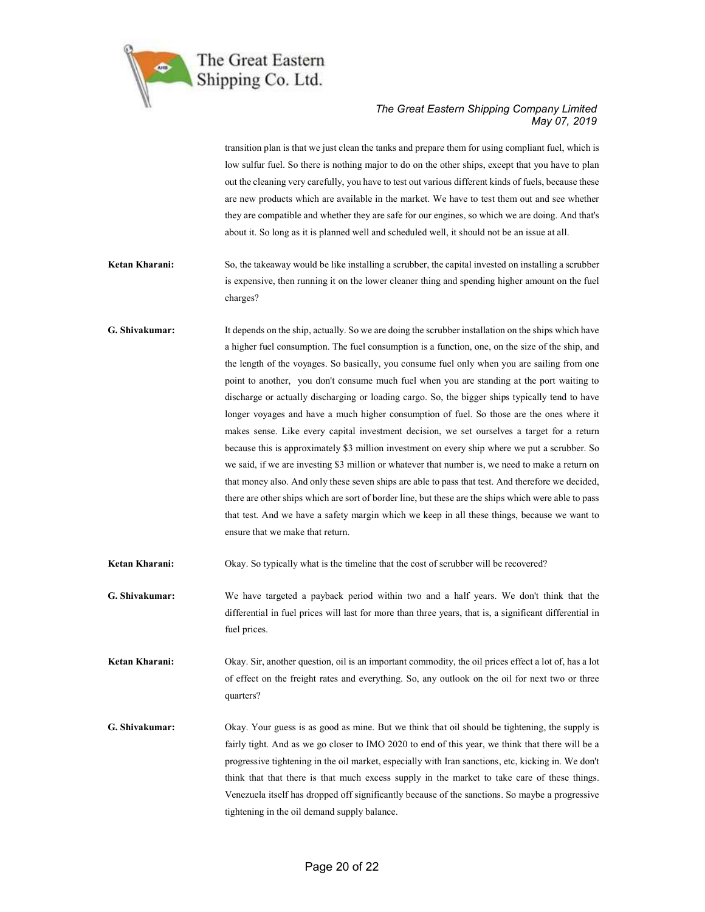transition plan is that we just clean the tanks and prepare them for using compliant fuel, which is low sulfur fuel. So there is nothing major to do on the other ships, except that you have to plan out the cleaning very carefully, you have to test out various different kinds of fuels, because these are new products which are available in the market. We have to test them out and see whether they are compatible and whether they are safe for our engines, so which we are doing. And that's about it. So long as it is planned well and scheduled well, it should not be an issue at all.

**Ketan Kharani:** So, the takeaway would be like installing a scrubber, the capital invested on installing a scrubber is expensive, then running it on the lower cleaner thing and spending higher amount on the fuel charges?

**G. Shivakumar:** It depends on the ship, actually. So we are doing the scrubber installation on the ships which have a higher fuel consumption. The fuel consumption is a function, one, on the size of the ship, and the length of the voyages. So basically, you consume fuel only when you are sailing from one point to another, you don't consume much fuel when you are standing at the port waiting to discharge or actually discharging or loading cargo. So, the bigger ships typically tend to have longer voyages and have a much higher consumption of fuel. So those are the ones where it makes sense. Like every capital investment decision, we set ourselves a target for a return because this is approximately $3 million investment on every ship where we put a scrubber. So we said, if we are investing $3 million or whatever that number is, we need to make a return on that money also. And only these seven ships are able to pass that test. And therefore we decided, there are other ships which are sort of border line, but these are the ships which were able to pass that test. And we have a safety margin which we keep in all these things, because we want to ensure that we make that return.

**Ketan Kharani:** Okay. So typically what is the timeline that the cost of scrubber will be recovered?

**G. Shivakumar:** We have targeted a payback period within two and a half years. We don't think that the differential in fuel prices will last for more than three years, that is, a significant differential in fuel prices.

**Ketan Kharani:** Okay. Sir, another question, oil is an important commodity, the oil prices effect a lot of, has a lot of effect on the freight rates and everything. So, any outlook on the oil for next two or three quarters?

**G. Shivakumar:** Okay. Your guess is as good as mine. But we think that oil should be tightening, the supply is fairly tight. And as we go closer to IMO 2020 to end of this year, we think that there will be a progressive tightening in the oil market, especially with Iran sanctions, etc, kicking in. We don't think that that there is that much excess supply in the market to take care of these things. Venezuela itself has dropped off significantly because of the sanctions. So maybe a progressive tightening in the oil demand supply balance.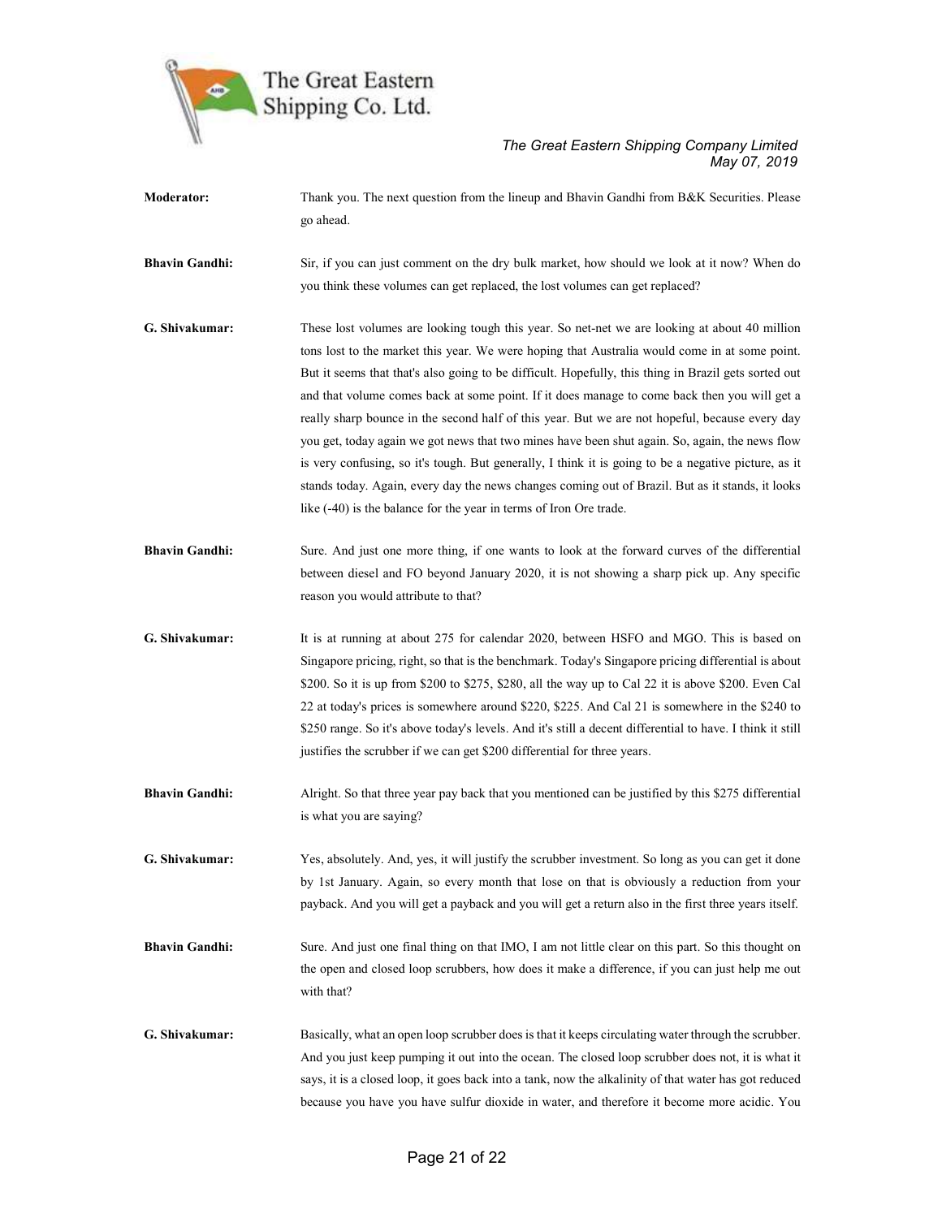**Moderator:** Thank you. The next question from the lineup and Bhavin Gandhi from B&K Securities. Please go ahead.

**Bhavin Gandhi:** Sir, if you can just comment on the dry bulk market, how should we look at it now? When do you think these volumes can get replaced, the lost volumes can get replaced?

**G. Shivakumar:** These lost volumes are looking tough this year. So net-net we are looking at about 40 million tons lost to the market this year. We were hoping that Australia would come in at some point. But it seems that that's also going to be difficult. Hopefully, this thing in Brazil gets sorted out and that volume comes back at some point. If it does manage to come back then you will get a really sharp bounce in the second half of this year. But we are not hopeful, because every day you get, today again we got news that two mines have been shut again. So, again, the news flow is very confusing, so it's tough. But generally, I think it is going to be a negative picture, as it stands today. Again, every day the news changes coming out of Brazil. But as it stands, it looks like (-40) is the balance for the year in terms of Iron Ore trade.

**Bhavin Gandhi:** Sure. And just one more thing, if one wants to look at the forward curves of the differential between diesel and FO beyond January 2020, it is not showing a sharp pick up. Any specific reason you would attribute to that?

**G. Shivakumar:** It is at running at about 275 for calendar 2020, between HSFO and MGO. This is based on Singapore pricing, right, so that is the benchmark. Today's Singapore pricing differential is about $200. So it is up from $200 to $275, $280, all the way up to Cal 22 it is above $200. Even Cal 22 at today's prices is somewhere around $220, $225. And Cal 21 is somewhere in the $240 to $250 range. So it's above today's levels. And it's still a decent differential to have. I think it still justifies the scrubber if we can get $200 differential for three years.

**Bhavin Gandhi:** Alright. So that three year pay back that you mentioned can be justified by this $275 differential is what you are saying?

**G. Shivakumar:** Yes, absolutely. And, yes, it will justify the scrubber investment. So long as you can get it done by 1st January. Again, so every month that lose on that is obviously a reduction from your payback. And you will get a payback and you will get a return also in the first three years itself.

**Bhavin Gandhi:** Sure. And just one final thing on that IMO, I am not little clear on this part. So this thought on the open and closed loop scrubbers, how does it make a difference, if you can just help me out with that?

**G. Shivakumar:** Basically, what an open loop scrubber does is that it keeps circulating water through the scrubber. And you just keep pumping it out into the ocean. The closed loop scrubber does not, it is what it says, it is a closed loop, it goes back into a tank, now the alkalinity of that water has got reduced because you have you have sulfur dioxide in water, and therefore it become more acidic. You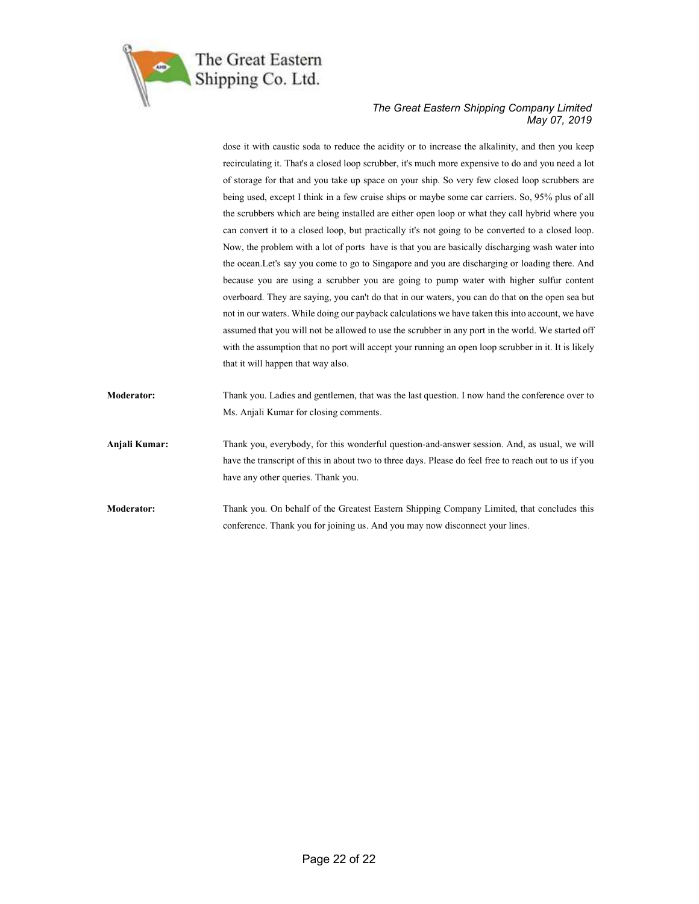dose it with caustic soda to reduce the acidity or to increase the alkalinity, and then you keep recirculating it. That's a closed loop scrubber, it's much more expensive to do and you need a lot of storage for that and you take up space on your ship. So very few closed loop scrubbers are being used, except I think in a few cruise ships or maybe some car carriers. So, 95% plus of all the scrubbers which are being installed are either open loop or what they call hybrid where you can convert it to a closed loop, but practically it's not going to be converted to a closed loop. Now, the problem with a lot of ports have is that you are basically discharging wash water into the ocean.Let's say you come to go to Singapore and you are discharging or loading there. And because you are using a scrubber you are going to pump water with higher sulfur content overboard. They are saying, you can't do that in our waters, you can do that on the open sea but not in our waters. While doing our payback calculations we have taken this into account, we have assumed that you will not be allowed to use the scrubber in any port in the world. We started off with the assumption that no port will accept your running an open loop scrubber in it. It is likely that it will happen that way also.

**Moderator:** Thank you. Ladies and gentlemen, that was the last question. I now hand the conference over to Ms. Anjali Kumar for closing comments.

**Anjali Kumar:** Thank you, everybody, for this wonderful question-and-answer session. And, as usual, we will have the transcript of this in about two to three days. Please do feel free to reach out to us if you have any other queries. Thank you.

**Moderator:** Thank you. On behalf of the Greatest Eastern Shipping Company Limited, that concludes this conference. Thank you for joining us. And you may now disconnect your lines.